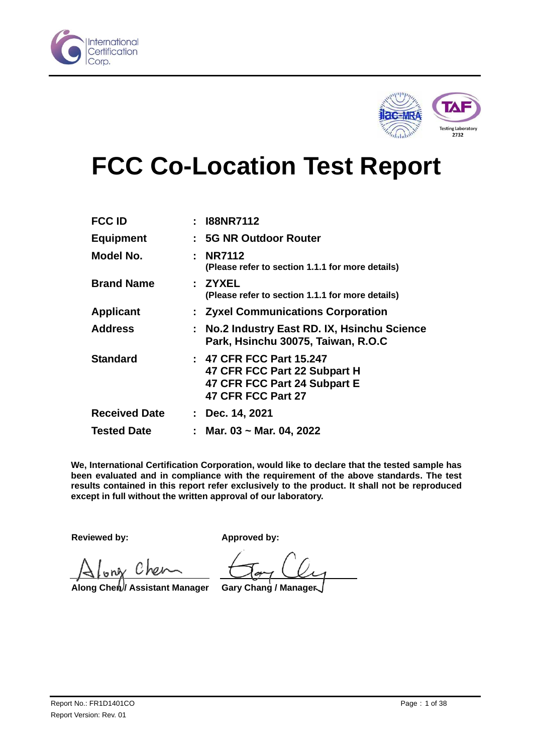# FCC Co-Location Test Report

| | | |
|---|---|---|
| **FCC ID** | : | **I88NR7112** |
| **Equipment** | : | **5G NR Outdoor Router** |
| **Model No.** | : | **NR7112**<br>**(Please refer to section 1.1.1 for more details)** |
| **Brand Name** | : | **ZYXEL**<br>**(Please refer to section 1.1.1 for more details)** |
| **Applicant** | : | **Zyxel Communications Corporation** |
| **Address** | : | **No.2 Industry East RD. IX, Hsinchu Science Park, Hsinchu 30075, Taiwan, R.O.C** |
| **Standard** | : | **47 CFR FCC Part 15.247**<br>**47 CFR FCC Part 22 Subpart H**<br>**47 CFR FCC Part 24 Subpart E**<br>**47 CFR FCC Part 27** |
| **Received Date** | : | **Dec. 14, 2021** |
| **Tested Date** | : | **Mar. 03 ~ Mar. 04, 2022** |

**We, International Certification Corporation, would like to declare that the tested sample has been evaluated and in compliance with the requirement of the above standards. The test results contained in this report refer exclusively to the product. It shall not be reproduced except in full without the written approval of our laboratory.**

**Reviewed by:**

**Along Chen / Assistant Manager**

**Approved by:**

**Gary Chang / Manager**

Report No.: FR1D1401CO
Report Version: Rev. 01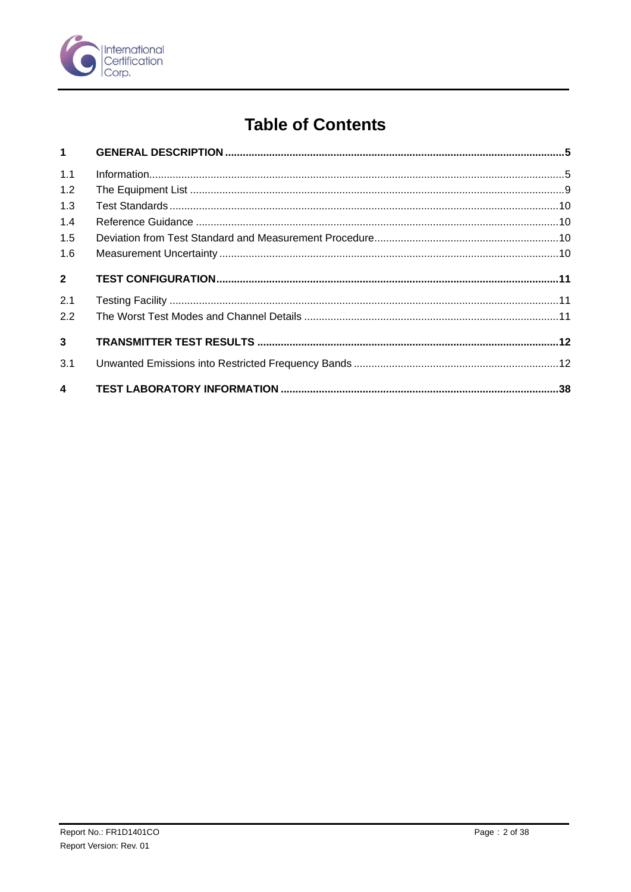# Table of Contents

| | | |
|---|---|---|
| **1** | **GENERAL DESCRIPTION** | **5** |
| 1.1 | Information | 5 |
| 1.2 | The Equipment List | 9 |
| 1.3 | Test Standards | 10 |
| 1.4 | Reference Guidance | 10 |
| 1.5 | Deviation from Test Standard and Measurement Procedure | 10 |
| 1.6 | Measurement Uncertainty | 10 |
| **2** | **TEST CONFIGURATION** | **11** |
| 2.1 | Testing Facility | 11 |
| 2.2 | The Worst Test Modes and Channel Details | 11 |
| **3** | **TRANSMITTER TEST RESULTS** | **12** |
| 3.1 | Unwanted Emissions into Restricted Frequency Bands | 12 |
| **4** | **TEST LABORATORY INFORMATION** | **38** |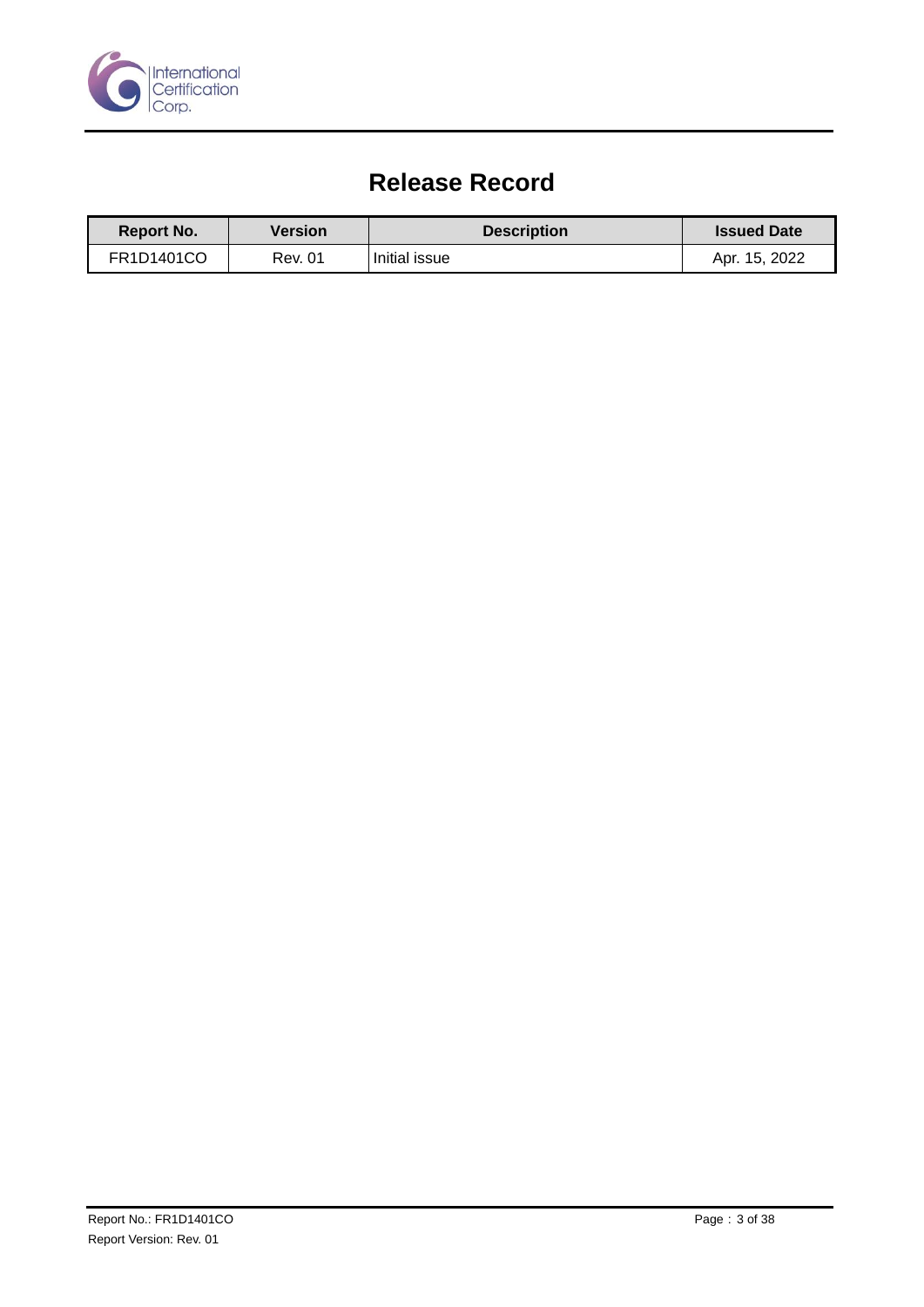# Release Record

| Report No. | Version | Description | Issued Date |
|---|---|---|---|
| FR1D1401CO | Rev. 01 | Initial issue | Apr. 15, 2022 |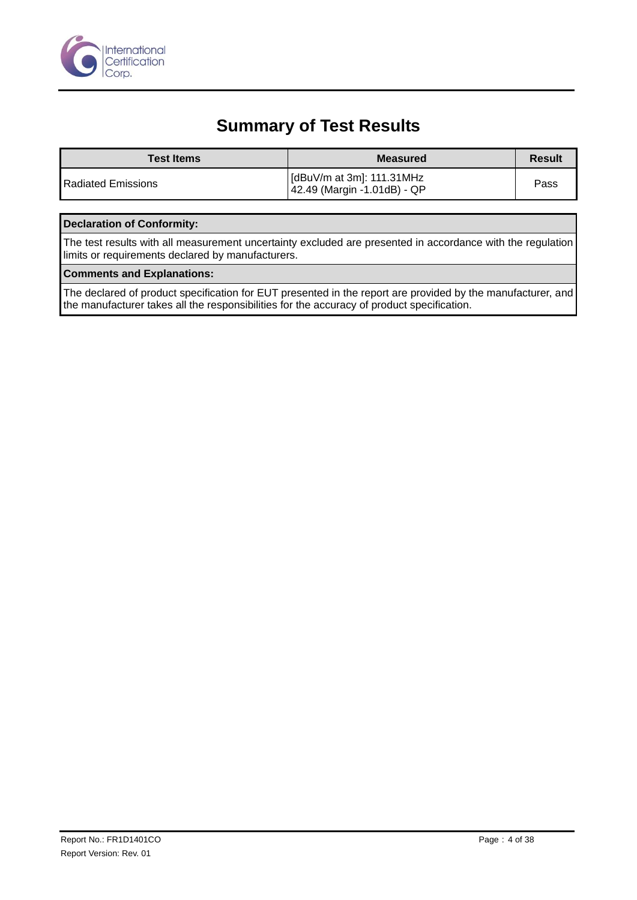# Summary of Test Results

| Test Items | Measured | Result |
|---|---|---|
| Radiated Emissions | [dBuV/m at 3m]: 111.31MHz<br>42.49 (Margin -1.01dB) - QP | Pass |

| **Declaration of Conformity:** |
|---|
| The test results with all measurement uncertainty excluded are presented in accordance with the regulation limits or requirements declared by manufacturers. |
| **Comments and Explanations:** |
| The declared of product specification for EUT presented in the report are provided by the manufacturer, and the manufacturer takes all the responsibilities for the accuracy of product specification. |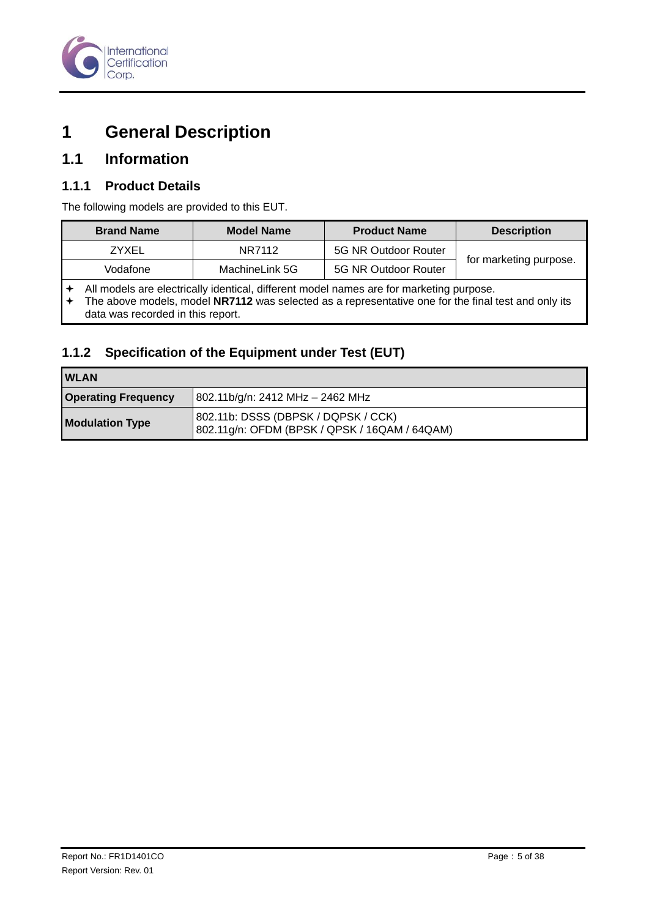# 1 General Description

## 1.1 Information

### 1.1.1 Product Details

The following models are provided to this EUT.

| Brand Name | Model Name | Product Name | Description |
|---|---|---|---|
| ZYXEL | NR7112 | 5G NR Outdoor Router | for marketing purpose. |
| Vodafone | MachineLink 5G | 5G NR Outdoor Router | |

- All models are electrically identical, different model names are for marketing purpose.
- The above models, model **NR7112** was selected as a representative one for the final test and only its data was recorded in this report.

### 1.1.2 Specification of the Equipment under Test (EUT)

| **WLAN** | |
|---|---|
| **Operating Frequency** | 802.11b/g/n: 2412 MHz – 2462 MHz |
| **Modulation Type** | 802.11b: DSSS (DBPSK / DQPSK / CCK)<br>802.11g/n: OFDM (BPSK / QPSK / 16QAM / 64QAM) |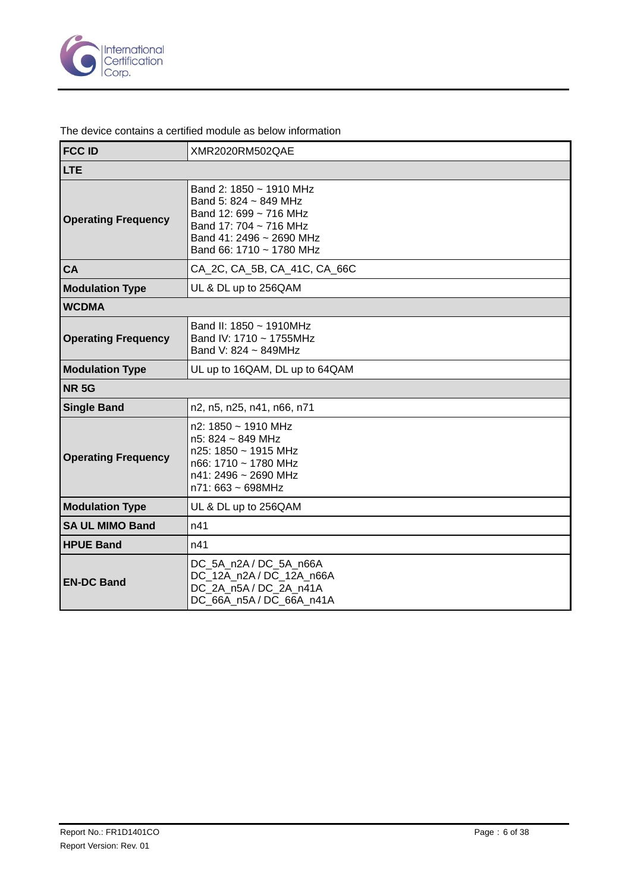The device contains a certified module as below information

| **FCC ID** | XMR2020RM502QAE |
|---|---|
| **LTE** | |
| **Operating Frequency** | Band 2: 1850 ~ 1910 MHz<br>Band 5: 824 ~ 849 MHz<br>Band 12: 699 ~ 716 MHz<br>Band 17: 704 ~ 716 MHz<br>Band 41: 2496 ~ 2690 MHz<br>Band 66: 1710 ~ 1780 MHz |
| **CA** | CA_2C, CA_5B, CA_41C, CA_66C |
| **Modulation Type** | UL & DL up to 256QAM |
| **WCDMA** | |
| **Operating Frequency** | Band II: 1850 ~ 1910MHz<br>Band IV: 1710 ~ 1755MHz<br>Band V: 824 ~ 849MHz |
| **Modulation Type** | UL up to 16QAM, DL up to 64QAM |
| **NR 5G** | |
| **Single Band** | n2, n5, n25, n41, n66, n71 |
| **Operating Frequency** | n2: 1850 ~ 1910 MHz<br>n5: 824 ~ 849 MHz<br>n25: 1850 ~ 1915 MHz<br>n66: 1710 ~ 1780 MHz<br>n41: 2496 ~ 2690 MHz<br>n71: 663 ~ 698MHz |
| **Modulation Type** | UL & DL up to 256QAM |
| **SA UL MIMO Band** | n41 |
| **HPUE Band** | n41 |
| **EN-DC Band** | DC_5A_n2A / DC_5A_n66A<br>DC_12A_n2A / DC_12A_n66A<br>DC_2A_n5A / DC_2A_n41A<br>DC_66A_n5A / DC_66A_n41A |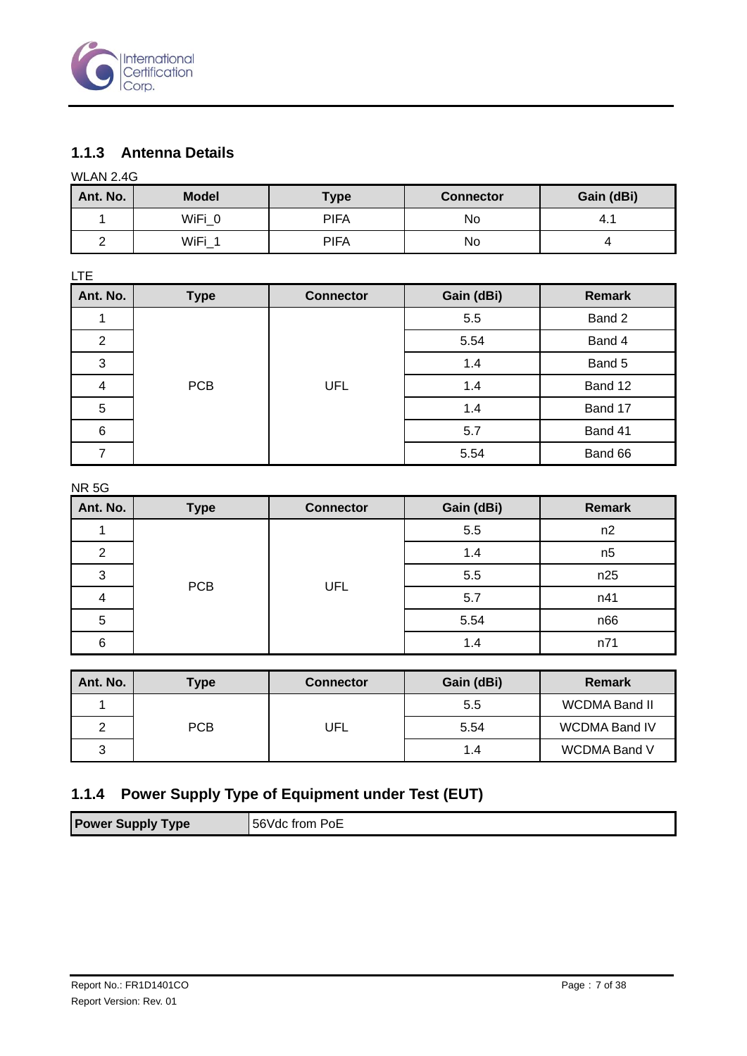### 1.1.3 Antenna Details

WLAN 2.4G

| Ant. No. | Model | Type | Connector | Gain (dBi) |
|---|---|---|---|---|
| 1 | WiFi_0 | PIFA | No | 4.1 |
| 2 | WiFi_1 | PIFA | No | 4 |

LTE

| Ant. No. | Type | Connector | Gain (dBi) | Remark |
|---|---|---|---|---|
| 1 | PCB | UFL | 5.5 | Band 2 |
| 2 | | | 5.54 | Band 4 |
| 3 | | | 1.4 | Band 5 |
| 4 | | | 1.4 | Band 12 |
| 5 | | | 1.4 | Band 17 |
| 6 | | | 5.7 | Band 41 |
| 7 | | | 5.54 | Band 66 |

NR 5G

| Ant. No. | Type | Connector | Gain (dBi) | Remark |
|---|---|---|---|---|
| 1 | PCB | UFL | 5.5 | n2 |
| 2 | | | 1.4 | n5 |
| 3 | | | 5.5 | n25 |
| 4 | | | 5.7 | n41 |
| 5 | | | 5.54 | n66 |
| 6 | | | 1.4 | n71 |

| Ant. No. | Type | Connector | Gain (dBi) | Remark |
|---|---|---|---|---|
| 1 | PCB | UFL | 5.5 | WCDMA Band II |
| 2 | | | 5.54 | WCDMA Band IV |
| 3 | | | 1.4 | WCDMA Band V |

### 1.1.4 Power Supply Type of Equipment under Test (EUT)

| Power Supply Type | 56Vdc from PoE |
|---|---|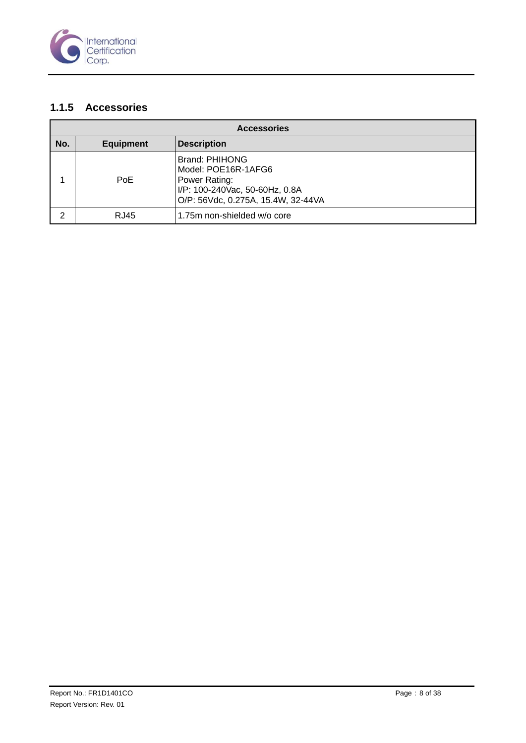### 1.1.5 Accessories

| Accessories | | |
|---|---|---|
| **No.** | **Equipment** | **Description** |
| 1 | PoE | Brand: PHIHONG<br>Model: POE16R-1AFG6<br>Power Rating:<br>I/P: 100-240Vac, 50-60Hz, 0.8A<br>O/P: 56Vdc, 0.275A, 15.4W, 32-44VA |
| 2 | RJ45 | 1.75m non-shielded w/o core |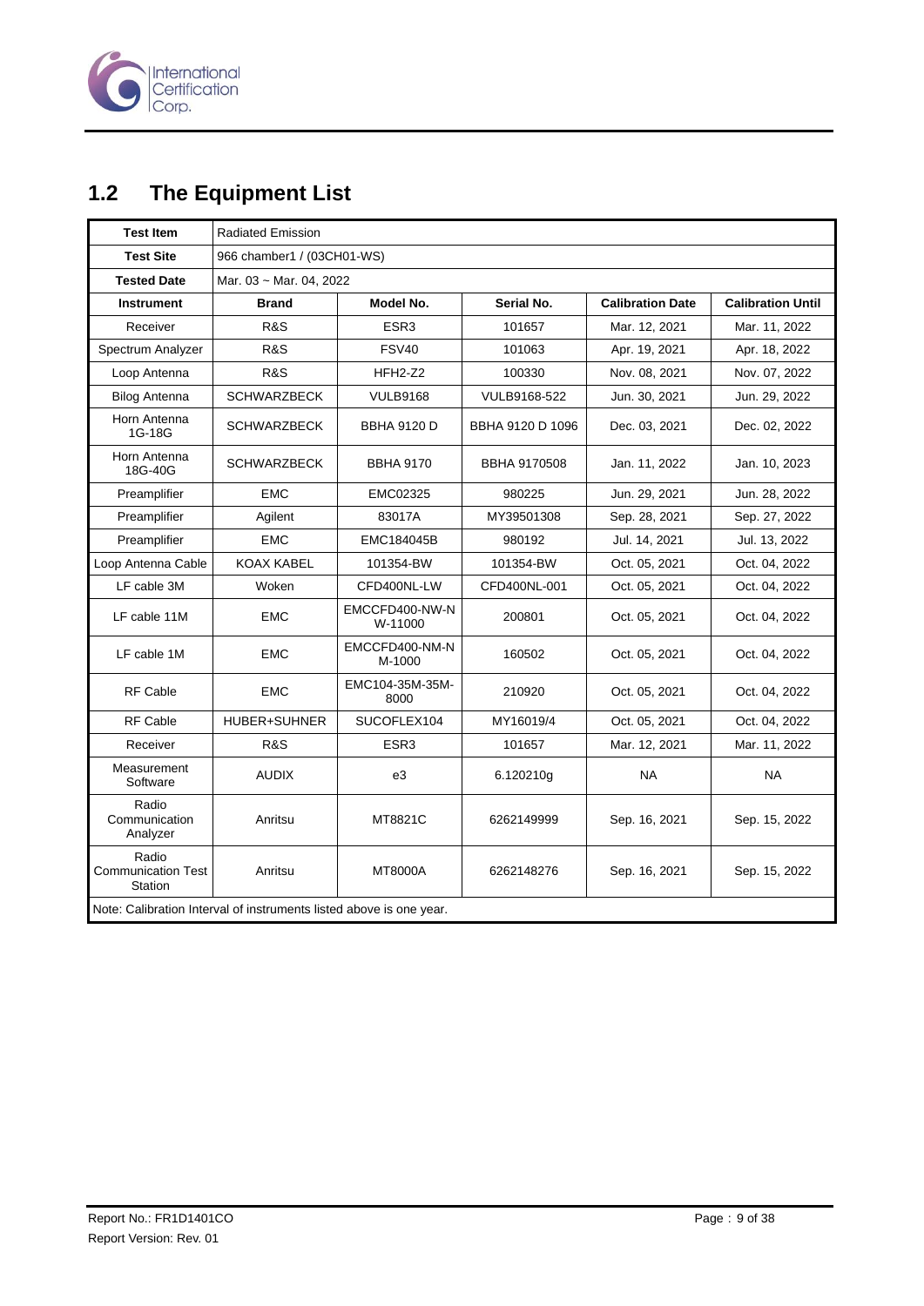## 1.2 The Equipment List

| Test Item | Radiated Emission | | | | |
|---|---|---|---|---|---|
| **Test Site** | 966 chamber1 / (03CH01-WS) | | | | |
| **Tested Date** | Mar. 03 ~ Mar. 04, 2022 | | | | |
| **Instrument** | **Brand** | **Model No.** | **Serial No.** | **Calibration Date** | **Calibration Until** |
| Receiver | R&S | ESR3 | 101657 | Mar. 12, 2021 | Mar. 11, 2022 |
| Spectrum Analyzer | R&S | FSV40 | 101063 | Apr. 19, 2021 | Apr. 18, 2022 |
| Loop Antenna | R&S | HFH2-Z2 | 100330 | Nov. 08, 2021 | Nov. 07, 2022 |
| Bilog Antenna | SCHWARZBECK | VULB9168 | VULB9168-522 | Jun. 30, 2021 | Jun. 29, 2022 |
| Horn Antenna 1G-18G | SCHWARZBECK | BBHA 9120 D | BBHA 9120 D 1096 | Dec. 03, 2021 | Dec. 02, 2022 |
| Horn Antenna 18G-40G | SCHWARZBECK | BBHA 9170 | BBHA 9170508 | Jan. 11, 2022 | Jan. 10, 2023 |
| Preamplifier | EMC | EMC02325 | 980225 | Jun. 29, 2021 | Jun. 28, 2022 |
| Preamplifier | Agilent | 83017A | MY39501308 | Sep. 28, 2021 | Sep. 27, 2022 |
| Preamplifier | EMC | EMC184045B | 980192 | Jul. 14, 2021 | Jul. 13, 2022 |
| Loop Antenna Cable | KOAX KABEL | 101354-BW | 101354-BW | Oct. 05, 2021 | Oct. 04, 2022 |
| LF cable 3M | Woken | CFD400NL-LW | CFD400NL-001 | Oct. 05, 2021 | Oct. 04, 2022 |
| LF cable 11M | EMC | EMCCFD400-NW-NW-11000 | 200801 | Oct. 05, 2021 | Oct. 04, 2022 |
| LF cable 1M | EMC | EMCCFD400-NM-NM-1000 | 160502 | Oct. 05, 2021 | Oct. 04, 2022 |
| RF Cable | EMC | EMC104-35M-35M-8000 | 210920 | Oct. 05, 2021 | Oct. 04, 2022 |
| RF Cable | HUBER+SUHNER | SUCOFLEX104 | MY16019/4 | Oct. 05, 2021 | Oct. 04, 2022 |
| Receiver | R&S | ESR3 | 101657 | Mar. 12, 2021 | Mar. 11, 2022 |
| Measurement Software | AUDIX | e3 | 6.120210g | NA | NA |
| Radio Communication Analyzer | Anritsu | MT8821C | 6262149999 | Sep. 16, 2021 | Sep. 15, 2022 |
| Radio Communication Test Station | Anritsu | MT8000A | 6262148276 | Sep. 16, 2021 | Sep. 15, 2022 |

Note: Calibration Interval of instruments listed above is one year.

Report No.: FR1D1401CO
Report Version: Rev. 01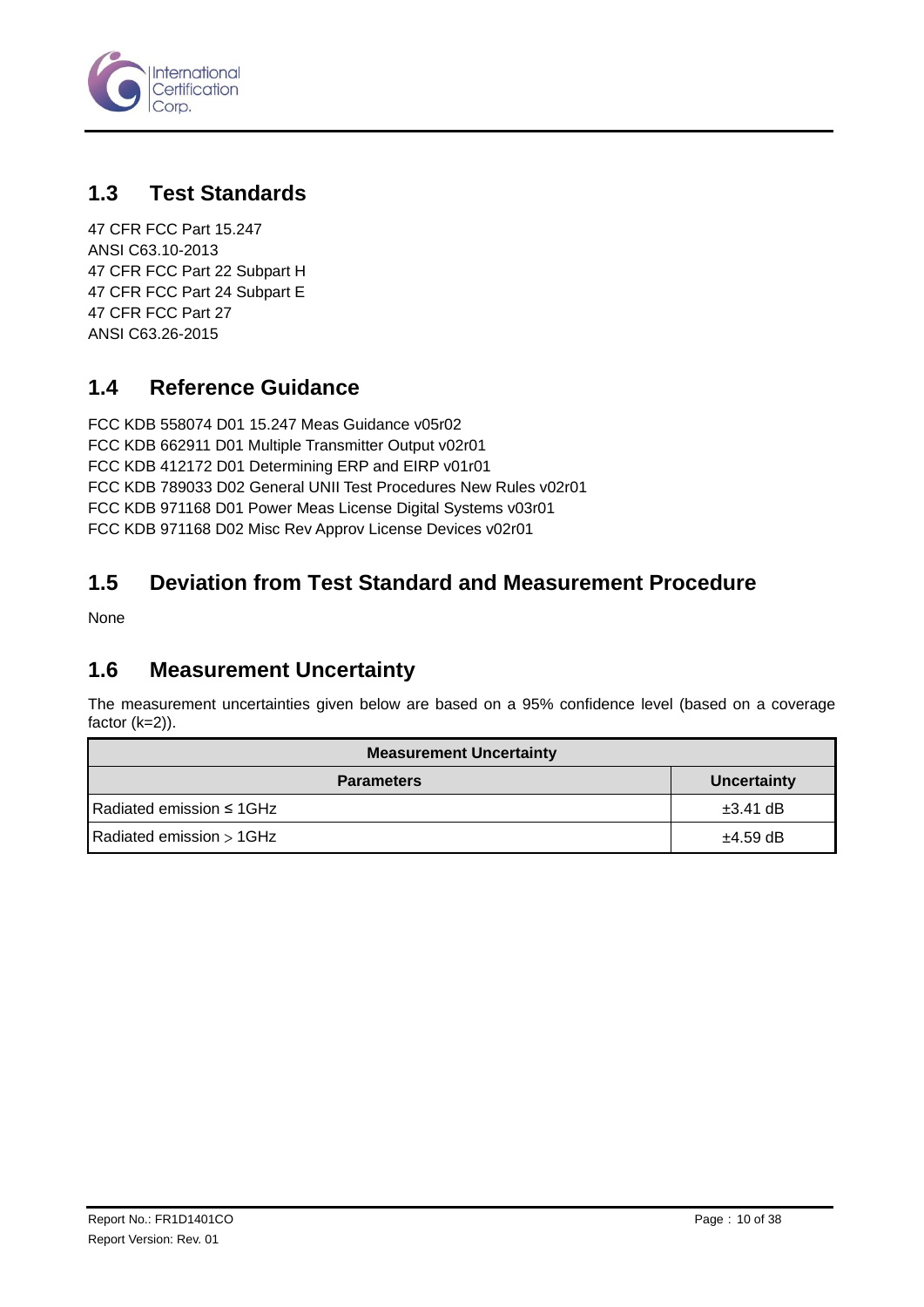## 1.3 Test Standards

47 CFR FCC Part 15.247
ANSI C63.10-2013
47 CFR FCC Part 22 Subpart H
47 CFR FCC Part 24 Subpart E
47 CFR FCC Part 27
ANSI C63.26-2015

## 1.4 Reference Guidance

FCC KDB 558074 D01 15.247 Meas Guidance v05r02
FCC KDB 662911 D01 Multiple Transmitter Output v02r01
FCC KDB 412172 D01 Determining ERP and EIRP v01r01
FCC KDB 789033 D02 General UNII Test Procedures New Rules v02r01
FCC KDB 971168 D01 Power Meas License Digital Systems v03r01
FCC KDB 971168 D02 Misc Rev Approv License Devices v02r01

## 1.5 Deviation from Test Standard and Measurement Procedure

None

## 1.6 Measurement Uncertainty

The measurement uncertainties given below are based on a 95% confidence level (based on a coverage factor (k=2)).

| Measurement Uncertainty | |
|---|---|
| **Parameters** | **Uncertainty** |
| Radiated emission ≤ 1GHz | ±3.41 dB |
| Radiated emission > 1GHz | ±4.59 dB |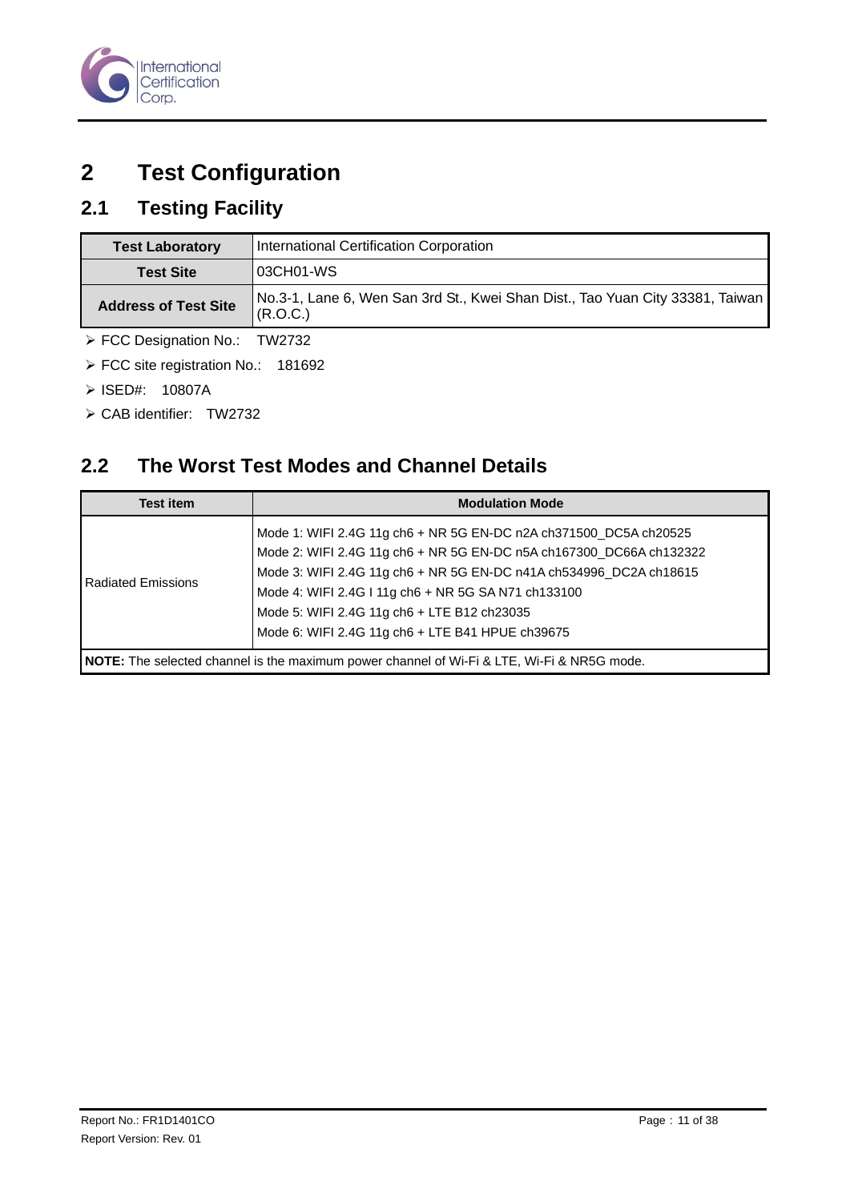# 2 Test Configuration

## 2.1 Testing Facility

| Test Laboratory | International Certification Corporation |
|---|---|
| Test Site | 03CH01-WS |
| Address of Test Site | No.3-1, Lane 6, Wen San 3rd St., Kwei Shan Dist., Tao Yuan City 33381, Taiwan (R.O.C.) |

- FCC Designation No.: TW2732
- FCC site registration No.: 181692
- ISED#: 10807A
- CAB identifier: TW2732

## 2.2 The Worst Test Modes and Channel Details

| Test item | Modulation Mode |
|---|---|
| Radiated Emissions | Mode 1: WIFI 2.4G 11g ch6 + NR 5G EN-DC n2A ch371500_DC5A ch20525<br>Mode 2: WIFI 2.4G 11g ch6 + NR 5G EN-DC n5A ch167300_DC66A ch132322<br>Mode 3: WIFI 2.4G 11g ch6 + NR 5G EN-DC n41A ch534996_DC2A ch18615<br>Mode 4: WIFI 2.4G I 11g ch6 + NR 5G SA N71 ch133100<br>Mode 5: WIFI 2.4G 11g ch6 + LTE B12 ch23035<br>Mode 6: WIFI 2.4G 11g ch6 + LTE B41 HPUE ch39675 |
| **NOTE:** The selected channel is the maximum power channel of Wi-Fi & LTE, Wi-Fi & NR5G mode. | |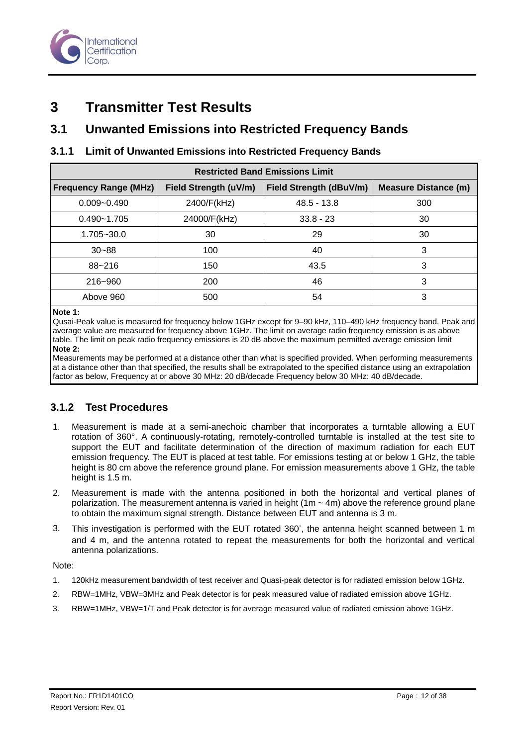# 3 Transmitter Test Results

## 3.1 Unwanted Emissions into Restricted Frequency Bands

### 3.1.1 Limit of Unwanted Emissions into Restricted Frequency Bands

| Restricted Band Emissions Limit | | | |
|---|---|---|---|
| **Frequency Range (MHz)** | **Field Strength (uV/m)** | **Field Strength (dBuV/m)** | **Measure Distance (m)** |
| 0.009~0.490 | 2400/F(kHz) | 48.5 - 13.8 | 300 |
| 0.490~1.705 | 24000/F(kHz) | 33.8 - 23 | 30 |
| 1.705~30.0 | 30 | 29 | 30 |
| 30~88 | 100 | 40 | 3 |
| 88~216 | 150 | 43.5 | 3 |
| 216~960 | 200 | 46 | 3 |
| Above 960 | 500 | 54 | 3 |

**Note 1:**
Qusai-Peak value is measured for frequency below 1GHz except for 9–90 kHz, 110–490 kHz frequency band. Peak and average value are measured for frequency above 1GHz. The limit on average radio frequency emission is as above table. The limit on peak radio frequency emissions is 20 dB above the maximum permitted average emission limit

**Note 2:**
Measurements may be performed at a distance other than what is specified provided. When performing measurements at a distance other than that specified, the results shall be extrapolated to the specified distance using an extrapolation factor as below, Frequency at or above 30 MHz: 20 dB/decade Frequency below 30 MHz: 40 dB/decade.

### 3.1.2 Test Procedures

1. Measurement is made at a semi-anechoic chamber that incorporates a turntable allowing a EUT rotation of 360°. A continuously-rotating, remotely-controlled turntable is installed at the test site to support the EUT and facilitate determination of the direction of maximum radiation for each EUT emission frequency. The EUT is placed at test table. For emissions testing at or below 1 GHz, the table height is 80 cm above the reference ground plane. For emission measurements above 1 GHz, the table height is 1.5 m.
2. Measurement is made with the antenna positioned in both the horizontal and vertical planes of polarization. The measurement antenna is varied in height (1m ~ 4m) above the reference ground plane to obtain the maximum signal strength. Distance between EUT and antenna is 3 m.
3. This investigation is performed with the EUT rotated 360°, the antenna height scanned between 1 m and 4 m, and the antenna rotated to repeat the measurements for both the horizontal and vertical antenna polarizations.

Note:

1. 120kHz measurement bandwidth of test receiver and Quasi-peak detector is for radiated emission below 1GHz.
2. RBW=1MHz, VBW=3MHz and Peak detector is for peak measured value of radiated emission above 1GHz.
3. RBW=1MHz, VBW=1/T and Peak detector is for average measured value of radiated emission above 1GHz.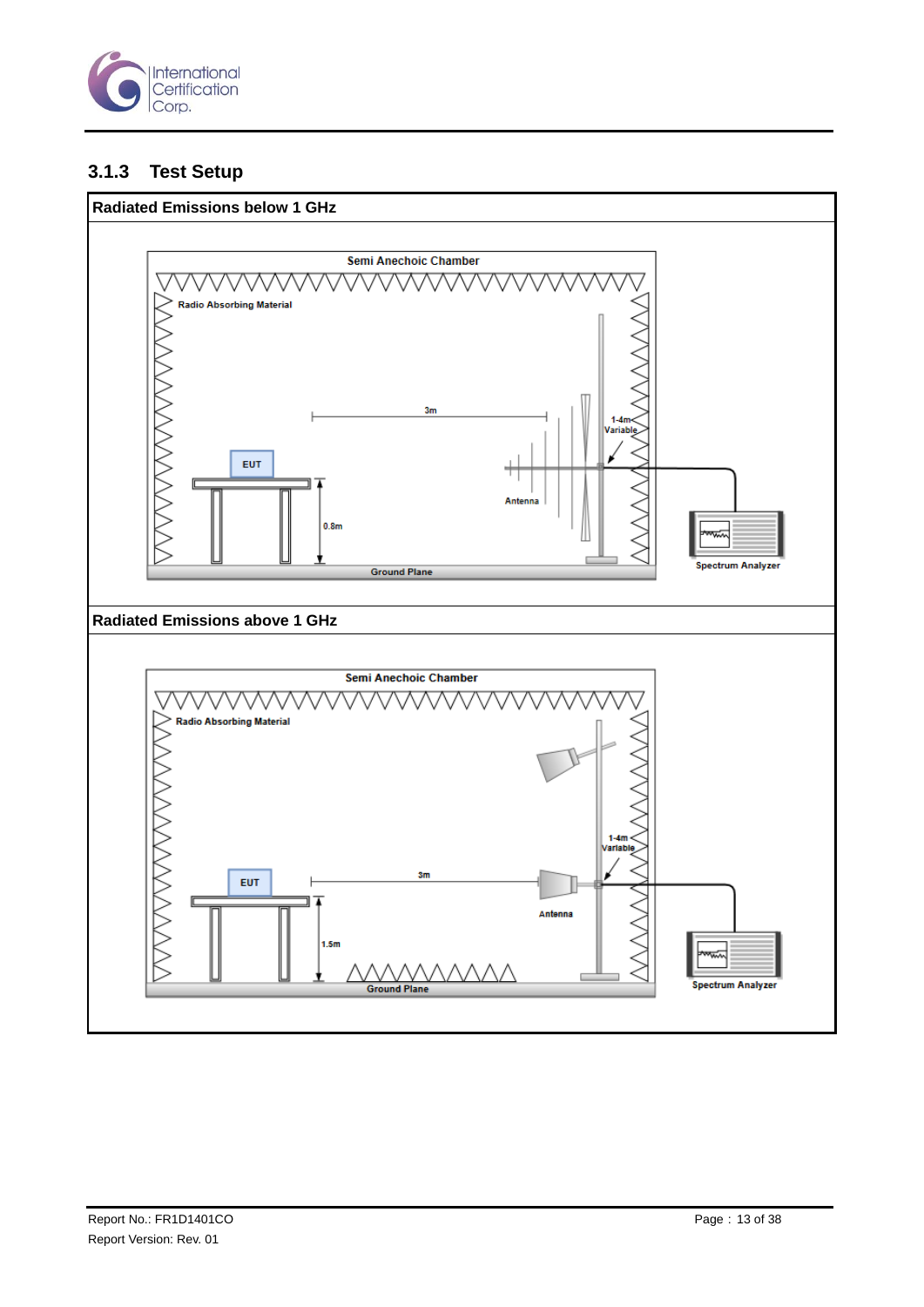### 3.1.3 Test Setup

**Radiated Emissions below 1 GHz**

**Radiated Emissions above 1 GHz**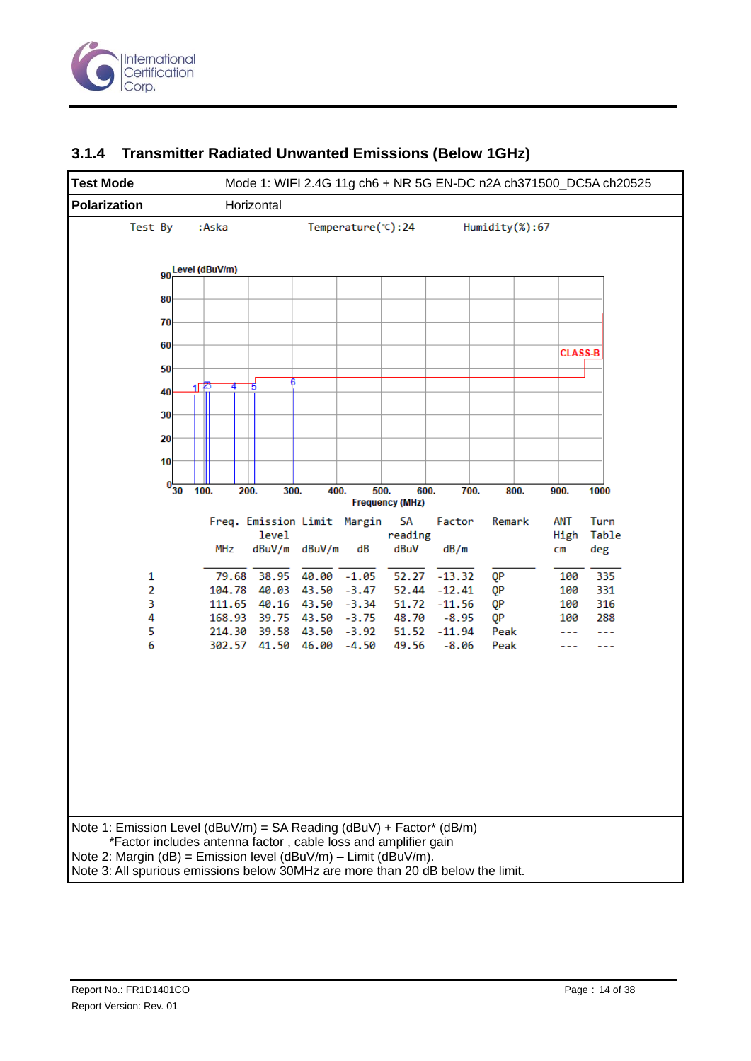### 3.1.4 Transmitter Radiated Unwanted Emissions (Below 1GHz)

| **Test Mode** | Mode 1: WIFI 2.4G 11g ch6 + NR 5G EN-DC n2A ch371500_DC5A ch20525 |
|---|---|
| **Polarization** | Horizontal |

Test By :Aska    Temperature(℃):24    Humidity(%):67

| | Freq. | Emission level | Limit | Margin | SA reading | Factor | Remark | ANT High | Turn Table |
|---|---|---|---|---|---|---|---|---|---|
| | MHz | dBuV/m | dBuV/m | dB | dBuV | dB/m | | cm | deg |
| 1 | 79.68 | 38.95 | 40.00 | -1.05 | 52.27 | -13.32 | QP | 100 | 335 |
| 2 | 104.78 | 40.03 | 43.50 | -3.47 | 52.44 | -12.41 | QP | 100 | 331 |
| 3 | 111.65 | 40.16 | 43.50 | -3.34 | 51.72 | -11.56 | QP | 100 | 316 |
| 4 | 168.93 | 39.75 | 43.50 | -3.75 | 48.70 | -8.95 | QP | 100 | 288 |
| 5 | 214.30 | 39.58 | 43.50 | -3.92 | 51.52 | -11.94 | Peak | --- | --- |
| 6 | 302.57 | 41.50 | 46.00 | -4.50 | 49.56 | -8.06 | Peak | --- | --- |

Note 1: Emission Level (dBuV/m) = SA Reading (dBuV) + Factor* (dB/m)
*Factor includes antenna factor , cable loss and amplifier gain
Note 2: Margin (dB) = Emission level (dBuV/m) – Limit (dBuV/m).
Note 3: All spurious emissions below 30MHz are more than 20 dB below the limit.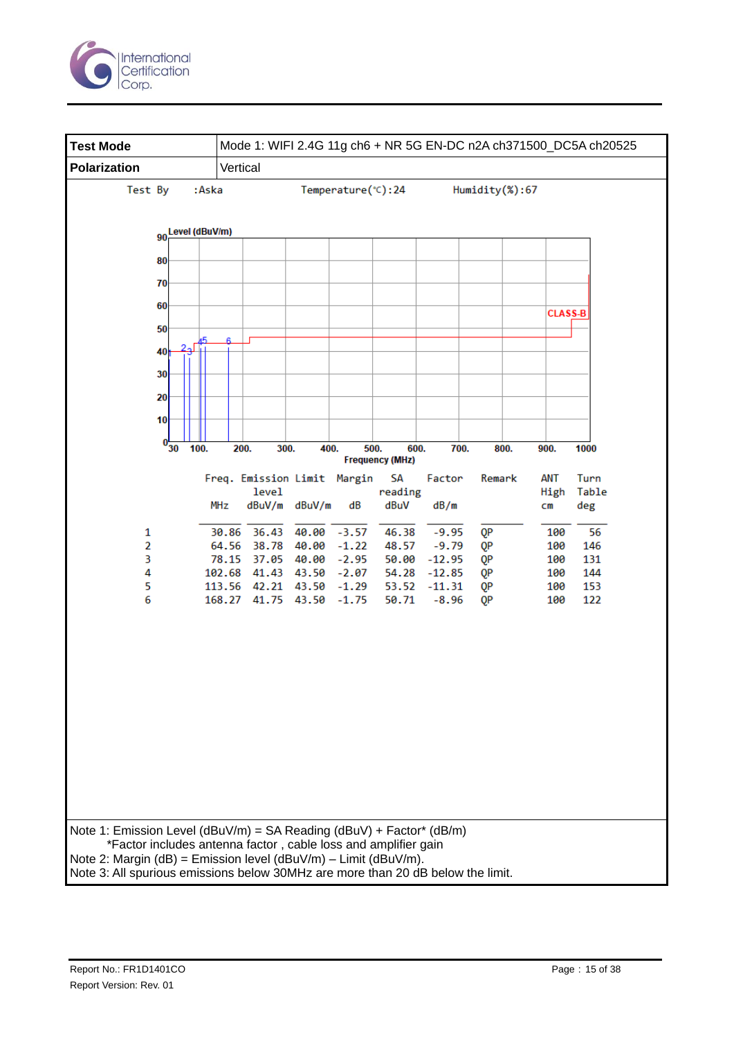| Test Mode | Mode 1: WIFI 2.4G 11g ch6 + NR 5G EN-DC n2A ch371500_DC5A ch20525 |
|---|---|
| Polarization | Vertical |

Test By :Aska Temperature(℃):24 Humidity(%):67

| | Freq. | Emission level | Limit | Margin | SA reading | Factor | Remark | ANT High | Turn Table |
|---|---|---|---|---|---|---|---|---|---|
| | MHz | dBuV/m | dBuV/m | dB | dBuV | dB/m | | cm | deg |
| 1 | 30.86 | 36.43 | 40.00 | -3.57 | 46.38 | -9.95 | QP | 100 | 56 |
| 2 | 64.56 | 38.78 | 40.00 | -1.22 | 48.57 | -9.79 | QP | 100 | 146 |
| 3 | 78.15 | 37.05 | 40.00 | -2.95 | 50.00 | -12.95 | QP | 100 | 131 |
| 4 | 102.68 | 41.43 | 43.50 | -2.07 | 54.28 | -12.85 | QP | 100 | 144 |
| 5 | 113.56 | 42.21 | 43.50 | -1.29 | 53.52 | -11.31 | QP | 100 | 153 |
| 6 | 168.27 | 41.75 | 43.50 | -1.75 | 50.71 | -8.96 | QP | 100 | 122 |

Note 1: Emission Level (dBuV/m) = SA Reading (dBuV) + Factor* (dB/m)
*Factor includes antenna factor , cable loss and amplifier gain
Note 2: Margin (dB) = Emission level (dBuV/m) – Limit (dBuV/m).
Note 3: All spurious emissions below 30MHz are more than 20 dB below the limit.

Report No.: FR1D1401CO
Report Version: Rev. 01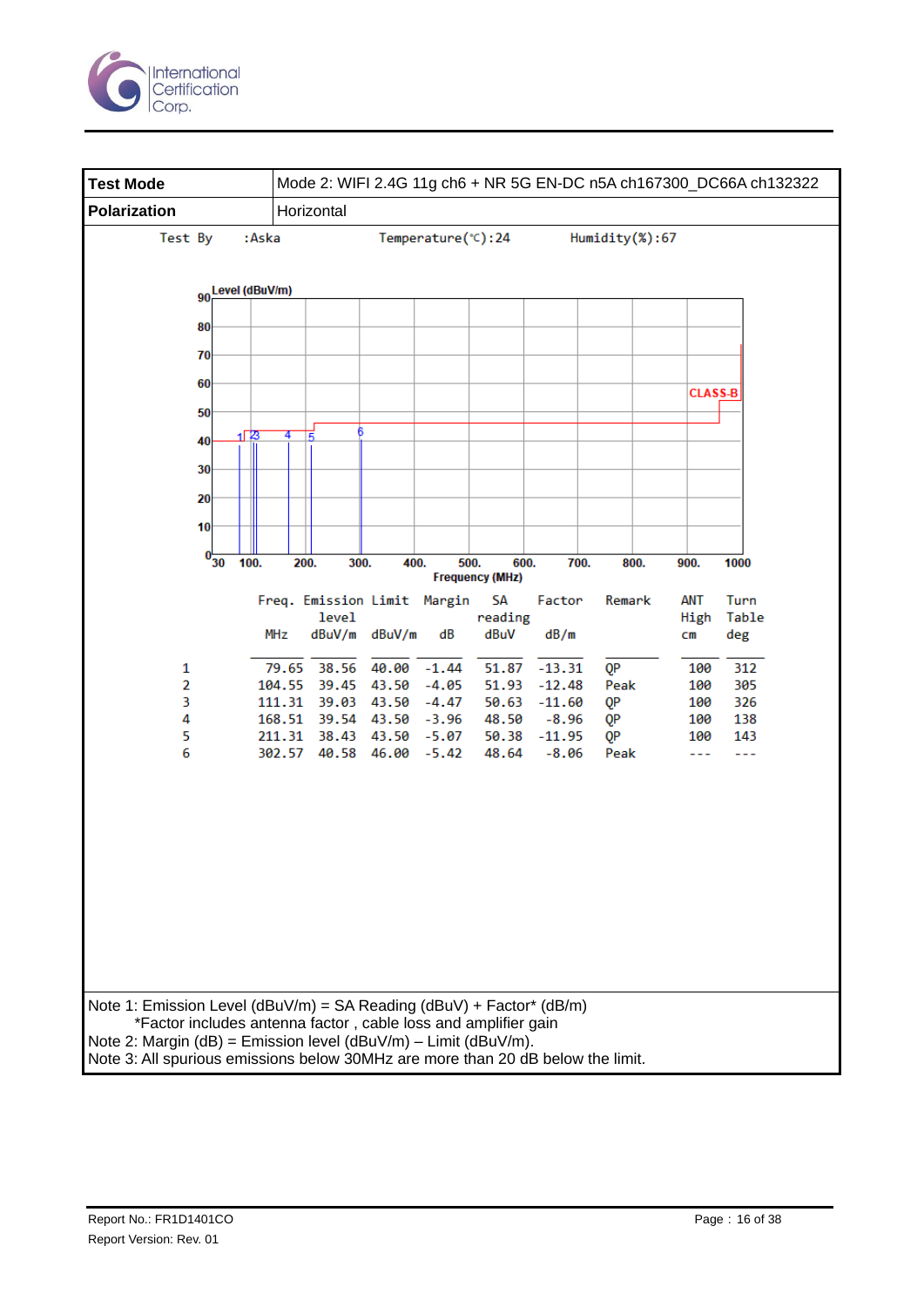| Test Mode | Mode 2: WIFI 2.4G 11g ch6 + NR 5G EN-DC n5A ch167300_DC66A ch132322 |
|---|---|
| Polarization | Horizontal |

Test By :Aska　　　Temperature(℃):24　　　Humidity(%):67

| | Freq. | Emission level | Limit | Margin | SA reading | Factor | Remark | ANT High | Turn Table |
|---|---|---|---|---|---|---|---|---|---|
| | MHz | dBuV/m | dBuV/m | dB | dBuV | dB/m | | cm | deg |
| 1 | 79.65 | 38.56 | 40.00 | -1.44 | 51.87 | -13.31 | QP | 100 | 312 |
| 2 | 104.55 | 39.45 | 43.50 | -4.05 | 51.93 | -12.48 | Peak | 100 | 305 |
| 3 | 111.31 | 39.03 | 43.50 | -4.47 | 50.63 | -11.60 | QP | 100 | 326 |
| 4 | 168.51 | 39.54 | 43.50 | -3.96 | 48.50 | -8.96 | QP | 100 | 138 |
| 5 | 211.31 | 38.43 | 43.50 | -5.07 | 50.38 | -11.95 | QP | 100 | 143 |
| 6 | 302.57 | 40.58 | 46.00 | -5.42 | 48.64 | -8.06 | Peak | --- | --- |

Note 1: Emission Level (dBuV/m) = SA Reading (dBuV) + Factor* (dB/m)
*Factor includes antenna factor , cable loss and amplifier gain
Note 2: Margin (dB) = Emission level (dBuV/m) – Limit (dBuV/m).
Note 3: All spurious emissions below 30MHz are more than 20 dB below the limit.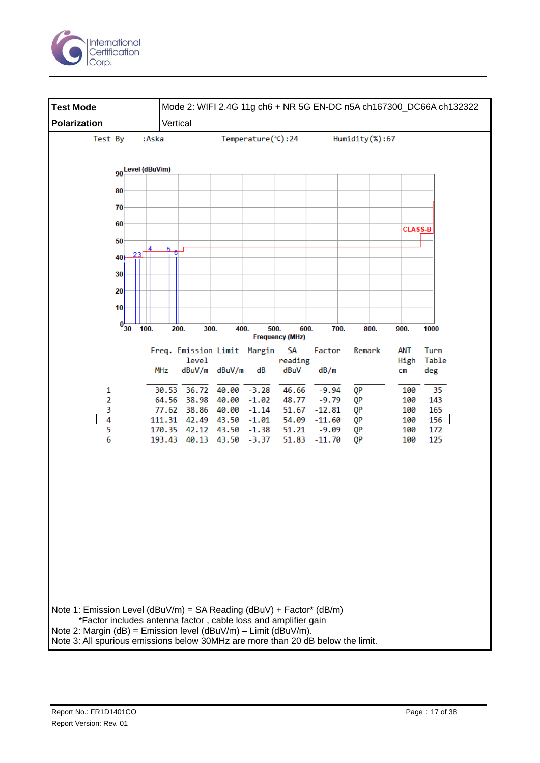| Test Mode | Mode 2: WIFI 2.4G 11g ch6 + NR 5G EN-DC n5A ch167300_DC66A ch132322 |
|---|---|
| Polarization | Vertical |

Test By :Aska Temperature(℃):24 Humidity(%):67

| | Freq. | Emission level | Limit | Margin | SA reading | Factor | Remark | ANT High | Turn Table |
|---|---|---|---|---|---|---|---|---|---|
| | MHz | dBuV/m | dBuV/m | dB | dBuV | dB/m | | cm | deg |
| 1 | 30.53 | 36.72 | 40.00 | -3.28 | 46.66 | -9.94 | QP | 100 | 35 |
| 2 | 64.56 | 38.98 | 40.00 | -1.02 | 48.77 | -9.79 | QP | 100 | 143 |
| 3 | 77.62 | 38.86 | 40.00 | -1.14 | 51.67 | -12.81 | QP | 100 | 165 |
| 4 | 111.31 | 42.49 | 43.50 | -1.01 | 54.09 | -11.60 | QP | 100 | 156 |
| 5 | 170.35 | 42.12 | 43.50 | -1.38 | 51.21 | -9.09 | QP | 100 | 172 |
| 6 | 193.43 | 40.13 | 43.50 | -3.37 | 51.83 | -11.70 | QP | 100 | 125 |

Note 1: Emission Level (dBuV/m) = SA Reading (dBuV) + Factor* (dB/m)
*Factor includes antenna factor , cable loss and amplifier gain
Note 2: Margin (dB) = Emission level (dBuV/m) – Limit (dBuV/m).
Note 3: All spurious emissions below 30MHz are more than 20 dB below the limit.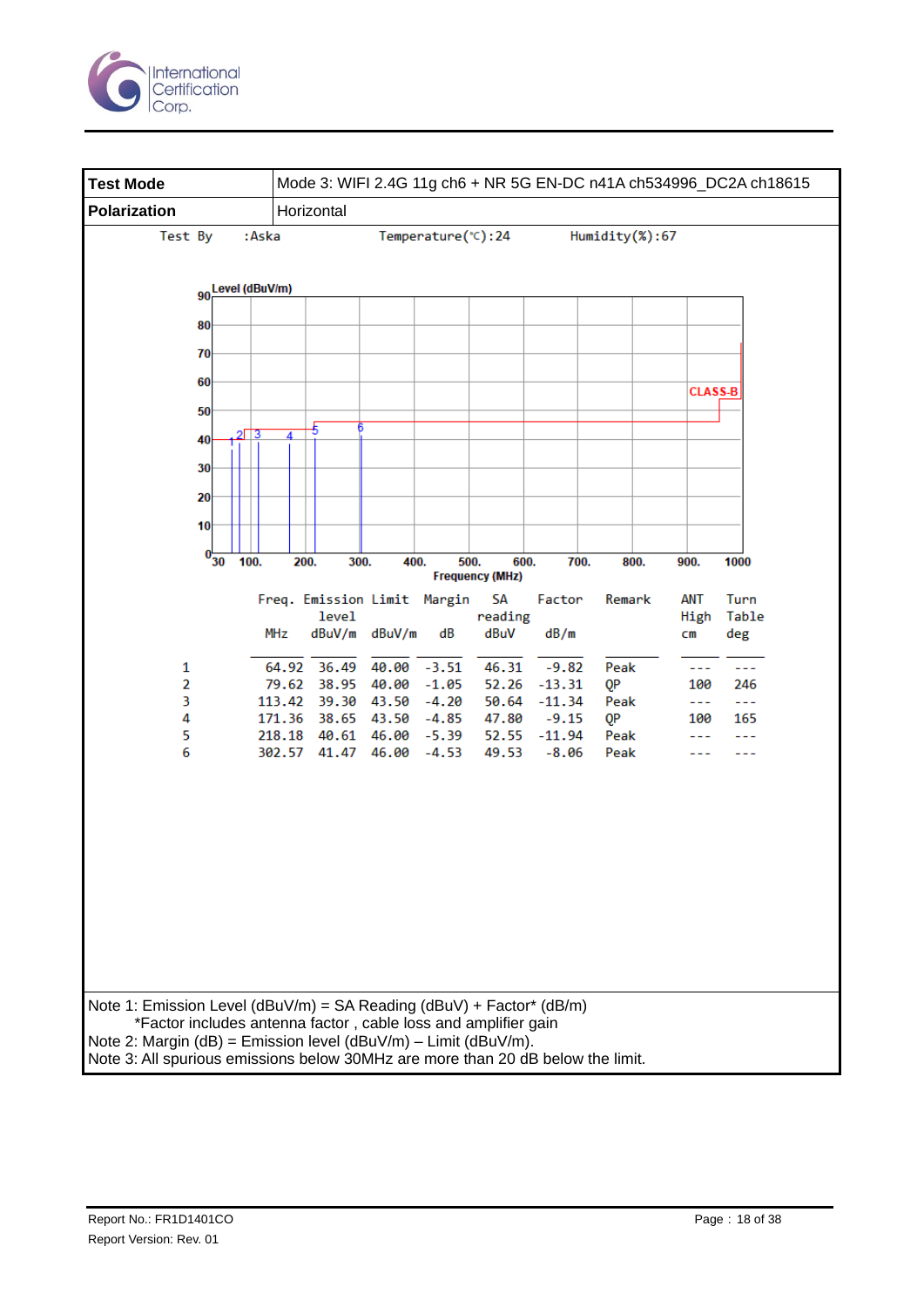| Test Mode | Mode 3: WIFI 2.4G 11g ch6 + NR 5G EN-DC n41A ch534996_DC2A ch18615 |
|---|---|
| Polarization | Horizontal |

Test By :Aska Temperature(℃):24 Humidity(%):67

| | Freq. | Emission level | Limit | Margin | SA reading | Factor | Remark | ANT High | Turn Table |
|---|---|---|---|---|---|---|---|---|---|
| | MHz | dBuV/m | dBuV/m | dB | dBuV | dB/m | | cm | deg |
| 1 | 64.92 | 36.49 | 40.00 | -3.51 | 46.31 | -9.82 | Peak | --- | --- |
| 2 | 79.62 | 38.95 | 40.00 | -1.05 | 52.26 | -13.31 | QP | 100 | 246 |
| 3 | 113.42 | 39.30 | 43.50 | -4.20 | 50.64 | -11.34 | Peak | --- | --- |
| 4 | 171.36 | 38.65 | 43.50 | -4.85 | 47.80 | -9.15 | QP | 100 | 165 |
| 5 | 218.18 | 40.61 | 46.00 | -5.39 | 52.55 | -11.94 | Peak | --- | --- |
| 6 | 302.57 | 41.47 | 46.00 | -4.53 | 49.53 | -8.06 | Peak | --- | --- |

Note 1: Emission Level (dBuV/m) = SA Reading (dBuV) + Factor* (dB/m)
*Factor includes antenna factor , cable loss and amplifier gain
Note 2: Margin (dB) = Emission level (dBuV/m) – Limit (dBuV/m).
Note 3: All spurious emissions below 30MHz are more than 20 dB below the limit.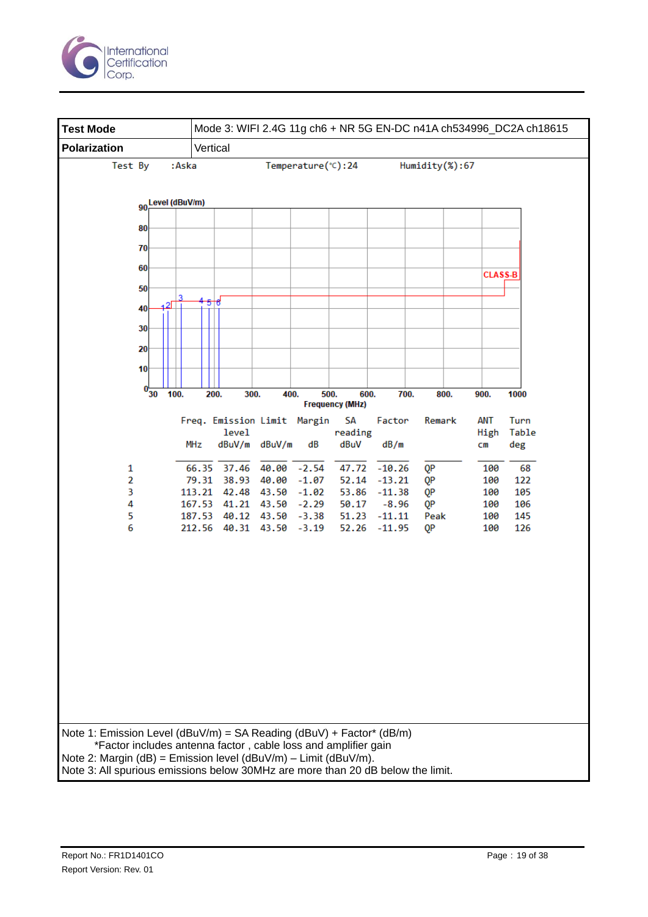| Test Mode | Mode 3: WIFI 2.4G 11g ch6 + NR 5G EN-DC n41A ch534996_DC2A ch18615 |
|---|---|
| Polarization | Vertical |

Test By :Aska Temperature(℃):24 Humidity(%):67

|  | Freq. | Emission level | Limit | Margin | SA reading | Factor | Remark | ANT High | Turn Table |
|---|---|---|---|---|---|---|---|---|---|
|  | MHz | dBuV/m | dBuV/m | dB | dBuV | dB/m |  | cm | deg |
| 1 | 66.35 | 37.46 | 40.00 | -2.54 | 47.72 | -10.26 | QP | 100 | 68 |
| 2 | 79.31 | 38.93 | 40.00 | -1.07 | 52.14 | -13.21 | QP | 100 | 122 |
| 3 | 113.21 | 42.48 | 43.50 | -1.02 | 53.86 | -11.38 | QP | 100 | 105 |
| 4 | 167.53 | 41.21 | 43.50 | -2.29 | 50.17 | -8.96 | QP | 100 | 106 |
| 5 | 187.53 | 40.12 | 43.50 | -3.38 | 51.23 | -11.11 | Peak | 100 | 145 |
| 6 | 212.56 | 40.31 | 43.50 | -3.19 | 52.26 | -11.95 | QP | 100 | 126 |

Note 1: Emission Level (dBuV/m) = SA Reading (dBuV) + Factor* (dB/m)
*Factor includes antenna factor , cable loss and amplifier gain
Note 2: Margin (dB) = Emission level (dBuV/m) – Limit (dBuV/m).
Note 3: All spurious emissions below 30MHz are more than 20 dB below the limit.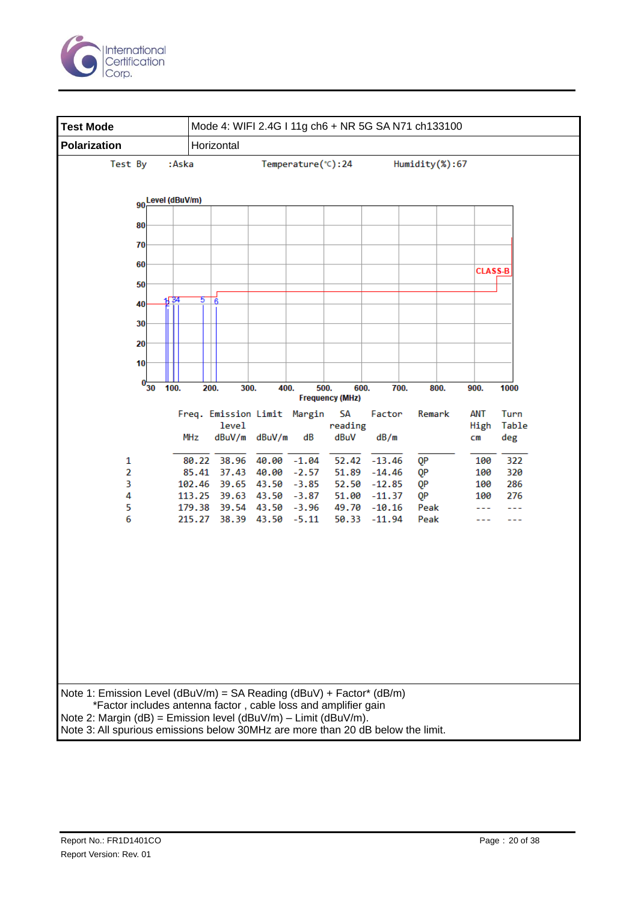| Test Mode | Mode 4: WIFI 2.4G I 11g ch6 + NR 5G SA N71 ch133100 |
|---|---|
| Polarization | Horizontal |

Test By :Aska Temperature(℃):24 Humidity(%):67

| | Freq. | Emission level | Limit | Margin | SA reading | Factor | Remark | ANT High | Turn Table |
|---|---|---|---|---|---|---|---|---|---|
| | MHz | dBuV/m | dBuV/m | dB | dBuV | dB/m | | cm | deg |
| 1 | 80.22 | 38.96 | 40.00 | -1.04 | 52.42 | -13.46 | QP | 100 | 322 |
| 2 | 85.41 | 37.43 | 40.00 | -2.57 | 51.89 | -14.46 | QP | 100 | 320 |
| 3 | 102.46 | 39.65 | 43.50 | -3.85 | 52.50 | -12.85 | QP | 100 | 286 |
| 4 | 113.25 | 39.63 | 43.50 | -3.87 | 51.00 | -11.37 | QP | 100 | 276 |
| 5 | 179.38 | 39.54 | 43.50 | -3.96 | 49.70 | -10.16 | Peak | --- | --- |
| 6 | 215.27 | 38.39 | 43.50 | -5.11 | 50.33 | -11.94 | Peak | --- | --- |

Note 1: Emission Level (dBuV/m) = SA Reading (dBuV) + Factor* (dB/m)
*Factor includes antenna factor , cable loss and amplifier gain
Note 2: Margin (dB) = Emission level (dBuV/m) – Limit (dBuV/m).
Note 3: All spurious emissions below 30MHz are more than 20 dB below the limit.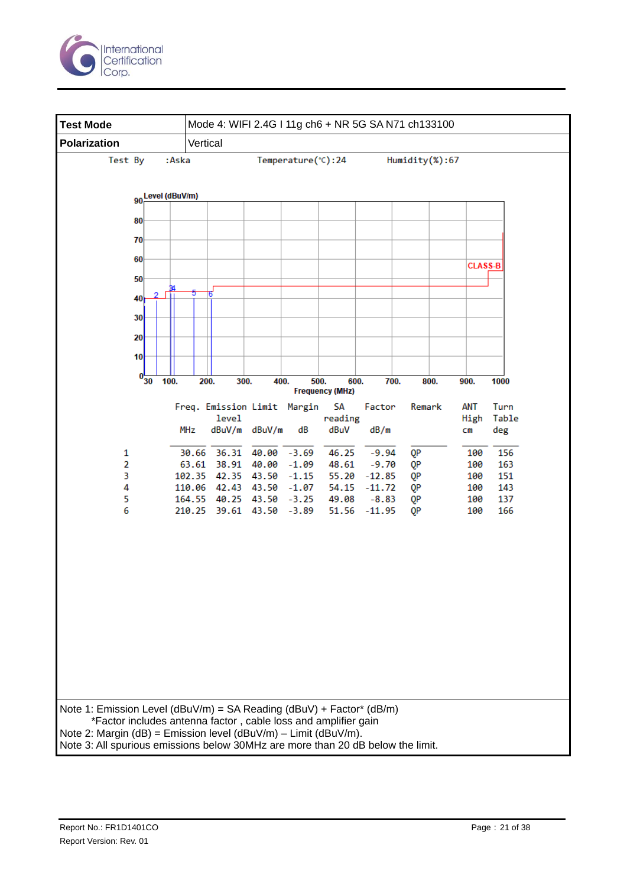| Test Mode | Mode 4: WIFI 2.4G I 11g ch6 + NR 5G SA N71 ch133100 |
|---|---|
| Polarization | Vertical |

Test By :Aska    Temperature(℃):24    Humidity(%):67

| | Freq. | Emission level | Limit | Margin | SA reading | Factor | Remark | ANT High | Turn Table |
|---|---|---|---|---|---|---|---|---|---|
| | MHz | dBuV/m | dBuV/m | dB | dBuV | dB/m | | cm | deg |
| 1 | 30.66 | 36.31 | 40.00 | -3.69 | 46.25 | -9.94 | QP | 100 | 156 |
| 2 | 63.61 | 38.91 | 40.00 | -1.09 | 48.61 | -9.70 | QP | 100 | 163 |
| 3 | 102.35 | 42.35 | 43.50 | -1.15 | 55.20 | -12.85 | QP | 100 | 151 |
| 4 | 110.06 | 42.43 | 43.50 | -1.07 | 54.15 | -11.72 | QP | 100 | 143 |
| 5 | 164.55 | 40.25 | 43.50 | -3.25 | 49.08 | -8.83 | QP | 100 | 137 |
| 6 | 210.25 | 39.61 | 43.50 | -3.89 | 51.56 | -11.95 | QP | 100 | 166 |

Note 1: Emission Level (dBuV/m) = SA Reading (dBuV) + Factor* (dB/m)
*Factor includes antenna factor , cable loss and amplifier gain
Note 2: Margin (dB) = Emission level (dBuV/m) – Limit (dBuV/m).
Note 3: All spurious emissions below 30MHz are more than 20 dB below the limit.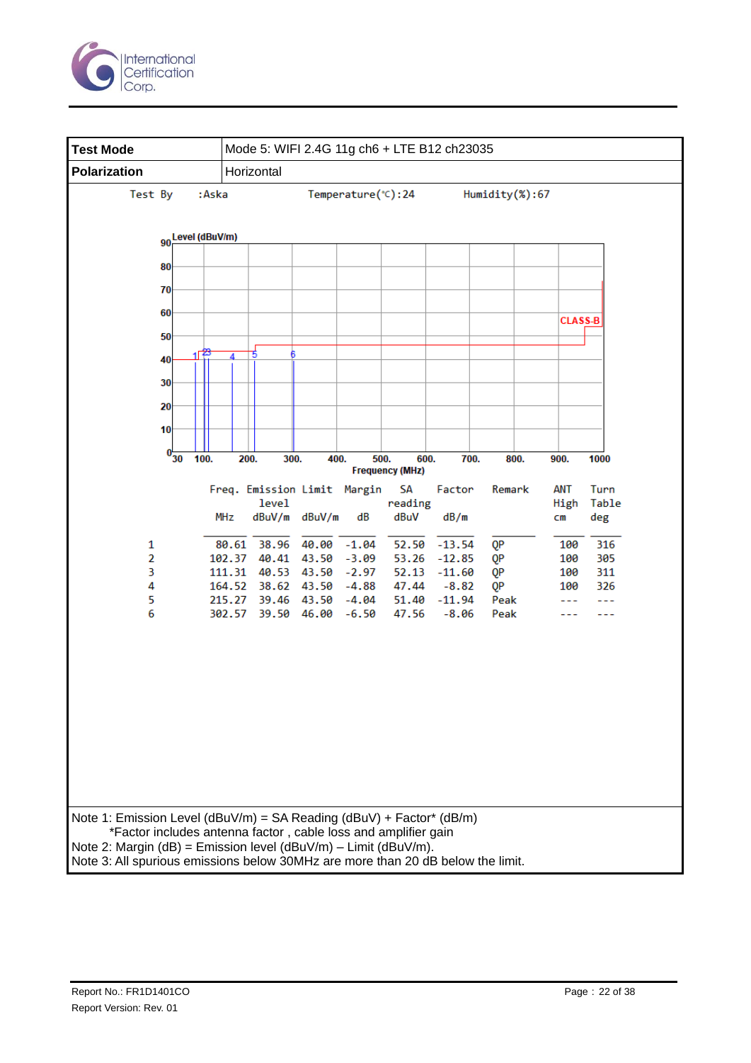| Test Mode | Mode 5: WIFI 2.4G 11g ch6 + LTE B12 ch23035 |
|---|---|
| Polarization | Horizontal |

Test By :Aska Temperature(℃):24 Humidity(%):67

|   | Freq. MHz | Emission level dBuV/m | Limit dBuV/m | Margin dB | SA reading dBuV | Factor dB/m | Remark | ANT High cm | Turn Table deg |
|---|---|---|---|---|---|---|---|---|---|
| 1 | 80.61 | 38.96 | 40.00 | -1.04 | 52.50 | -13.54 | QP | 100 | 316 |
| 2 | 102.37 | 40.41 | 43.50 | -3.09 | 53.26 | -12.85 | QP | 100 | 305 |
| 3 | 111.31 | 40.53 | 43.50 | -2.97 | 52.13 | -11.60 | QP | 100 | 311 |
| 4 | 164.52 | 38.62 | 43.50 | -4.88 | 47.44 | -8.82 | QP | 100 | 326 |
| 5 | 215.27 | 39.46 | 43.50 | -4.04 | 51.40 | -11.94 | Peak | --- | --- |
| 6 | 302.57 | 39.50 | 46.00 | -6.50 | 47.56 | -8.06 | Peak | --- | --- |

Note 1: Emission Level (dBuV/m) = SA Reading (dBuV) + Factor* (dB/m)
*Factor includes antenna factor , cable loss and amplifier gain
Note 2: Margin (dB) = Emission level (dBuV/m) – Limit (dBuV/m).
Note 3: All spurious emissions below 30MHz are more than 20 dB below the limit.

Report No.: FR1D1401CO
Report Version: Rev. 01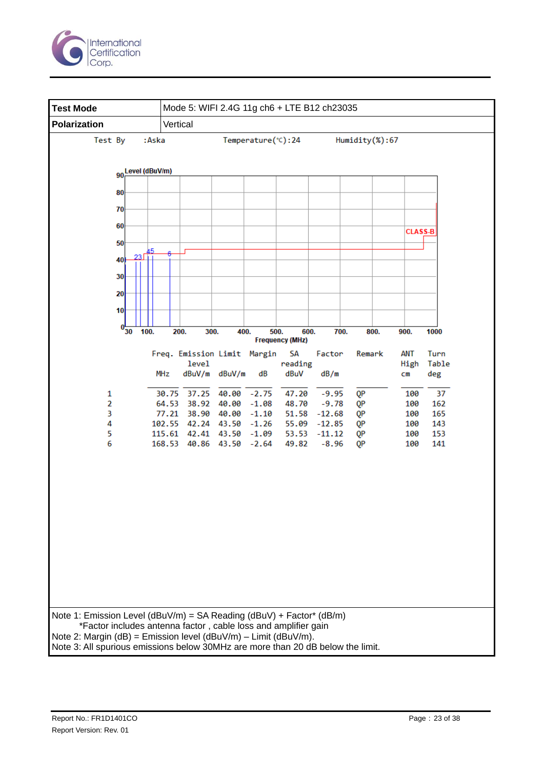| Test Mode | Mode 5: WIFI 2.4G 11g ch6 + LTE B12 ch23035 |
|---|---|
| Polarization | Vertical |

Test By :Aska Temperature(℃):24 Humidity(%):67

|  | Freq. | Emission level | Limit | Margin | SA reading | Factor | Remark | ANT High | Turn Table |
|---|---|---|---|---|---|---|---|---|---|
|  | MHz | dBuV/m | dBuV/m | dB | dBuV | dB/m |  | cm | deg |
| 1 | 30.75 | 37.25 | 40.00 | -2.75 | 47.20 | -9.95 | QP | 100 | 37 |
| 2 | 64.53 | 38.92 | 40.00 | -1.08 | 48.70 | -9.78 | QP | 100 | 162 |
| 3 | 77.21 | 38.90 | 40.00 | -1.10 | 51.58 | -12.68 | QP | 100 | 165 |
| 4 | 102.55 | 42.24 | 43.50 | -1.26 | 55.09 | -12.85 | QP | 100 | 143 |
| 5 | 115.61 | 42.41 | 43.50 | -1.09 | 53.53 | -11.12 | QP | 100 | 153 |
| 6 | 168.53 | 40.86 | 43.50 | -2.64 | 49.82 | -8.96 | QP | 100 | 141 |

Note 1: Emission Level (dBuV/m) = SA Reading (dBuV) + Factor* (dB/m)
*Factor includes antenna factor , cable loss and amplifier gain
Note 2: Margin (dB) = Emission level (dBuV/m) – Limit (dBuV/m).
Note 3: All spurious emissions below 30MHz are more than 20 dB below the limit.

Report No.: FR1D1401CO
Report Version: Rev. 01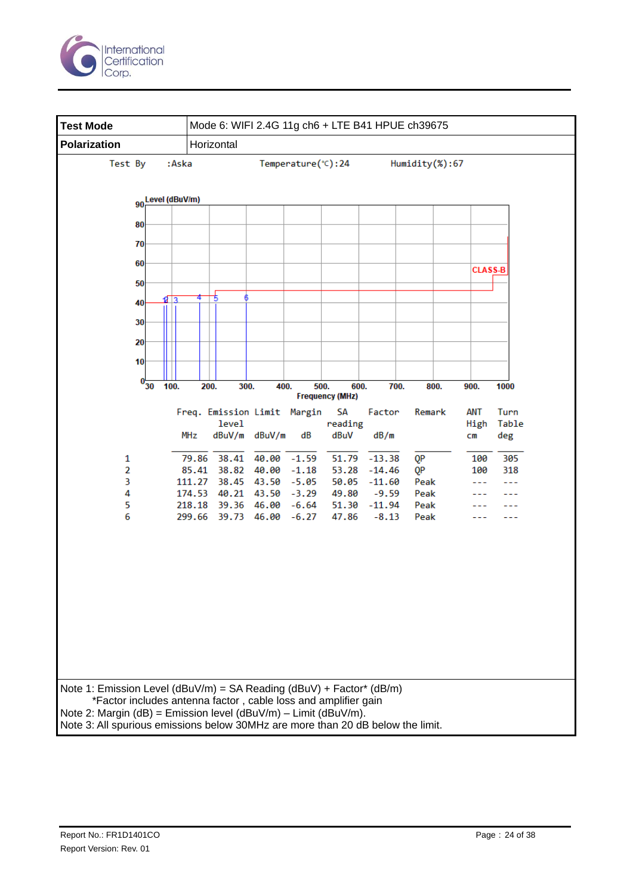| Test Mode | Mode 6: WIFI 2.4G 11g ch6 + LTE B41 HPUE ch39675 |
|---|---|
| Polarization | Horizontal |

Test By :Aska Temperature(℃):24 Humidity(%):67

| | Freq. | Emission level | Limit | Margin | SA reading | Factor | Remark | ANT High | Turn Table |
|---|---|---|---|---|---|---|---|---|---|
| | MHz | dBuV/m | dBuV/m | dB | dBuV | dB/m | | cm | deg |
| 1 | 79.86 | 38.41 | 40.00 | -1.59 | 51.79 | -13.38 | QP | 100 | 305 |
| 2 | 85.41 | 38.82 | 40.00 | -1.18 | 53.28 | -14.46 | QP | 100 | 318 |
| 3 | 111.27 | 38.45 | 43.50 | -5.05 | 50.05 | -11.60 | Peak | --- | --- |
| 4 | 174.53 | 40.21 | 43.50 | -3.29 | 49.80 | -9.59 | Peak | --- | --- |
| 5 | 218.18 | 39.36 | 46.00 | -6.64 | 51.30 | -11.94 | Peak | --- | --- |
| 6 | 299.66 | 39.73 | 46.00 | -6.27 | 47.86 | -8.13 | Peak | --- | --- |

Note 1: Emission Level (dBuV/m) = SA Reading (dBuV) + Factor* (dB/m)
*Factor includes antenna factor , cable loss and amplifier gain
Note 2: Margin (dB) = Emission level (dBuV/m) – Limit (dBuV/m).
Note 3: All spurious emissions below 30MHz are more than 20 dB below the limit.

Report No.: FR1D1401CO
Report Version: Rev. 01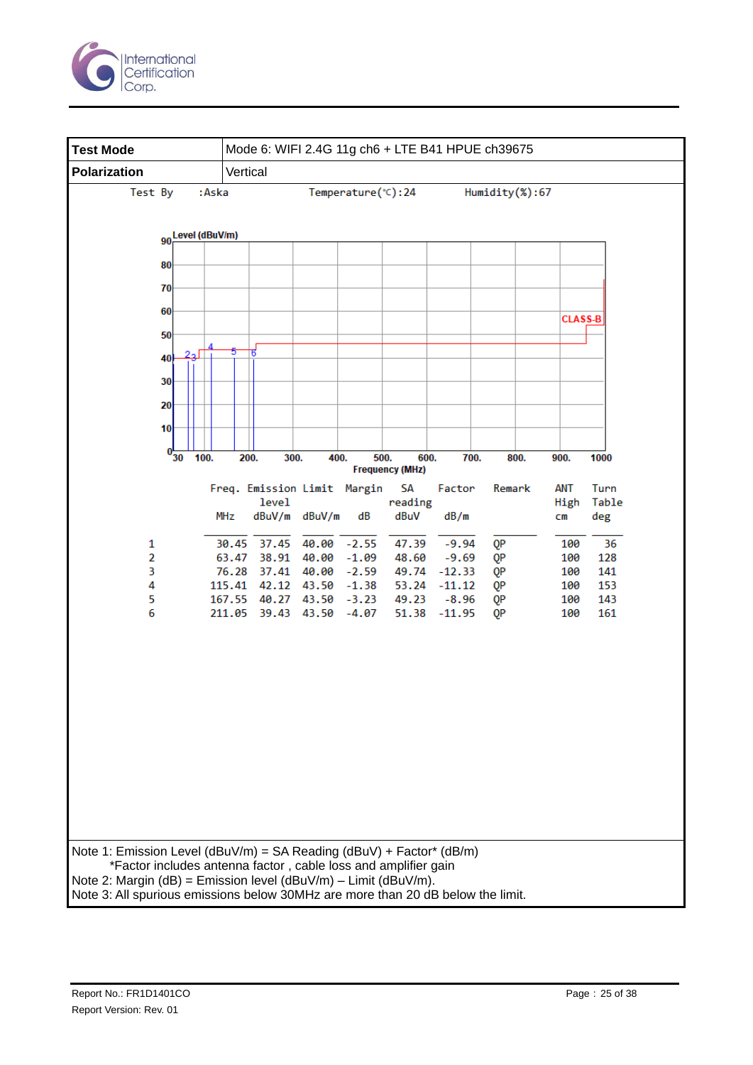| Test Mode | Mode 6: WIFI 2.4G 11g ch6 + LTE B41 HPUE ch39675 |
|---|---|
| Polarization | Vertical |

Test By :Aska    Temperature(℃):24    Humidity(%):67

|  | Freq. MHz | Emission level dBuV/m | Limit dBuV/m | Margin dB | SA reading dBuV | Factor dB/m | Remark | ANT High cm | Turn Table deg |
|---|---|---|---|---|---|---|---|---|---|
| 1 | 30.45 | 37.45 | 40.00 | -2.55 | 47.39 | -9.94 | QP | 100 | 36 |
| 2 | 63.47 | 38.91 | 40.00 | -1.09 | 48.60 | -9.69 | QP | 100 | 128 |
| 3 | 76.28 | 37.41 | 40.00 | -2.59 | 49.74 | -12.33 | QP | 100 | 141 |
| 4 | 115.41 | 42.12 | 43.50 | -1.38 | 53.24 | -11.12 | QP | 100 | 153 |
| 5 | 167.55 | 40.27 | 43.50 | -3.23 | 49.23 | -8.96 | QP | 100 | 143 |
| 6 | 211.05 | 39.43 | 43.50 | -4.07 | 51.38 | -11.95 | QP | 100 | 161 |

Note 1: Emission Level (dBuV/m) = SA Reading (dBuV) + Factor* (dB/m)
*Factor includes antenna factor , cable loss and amplifier gain
Note 2: Margin (dB) = Emission level (dBuV/m) – Limit (dBuV/m).
Note 3: All spurious emissions below 30MHz are more than 20 dB below the limit.

Report No.: FR1D1401CO
Report Version: Rev. 01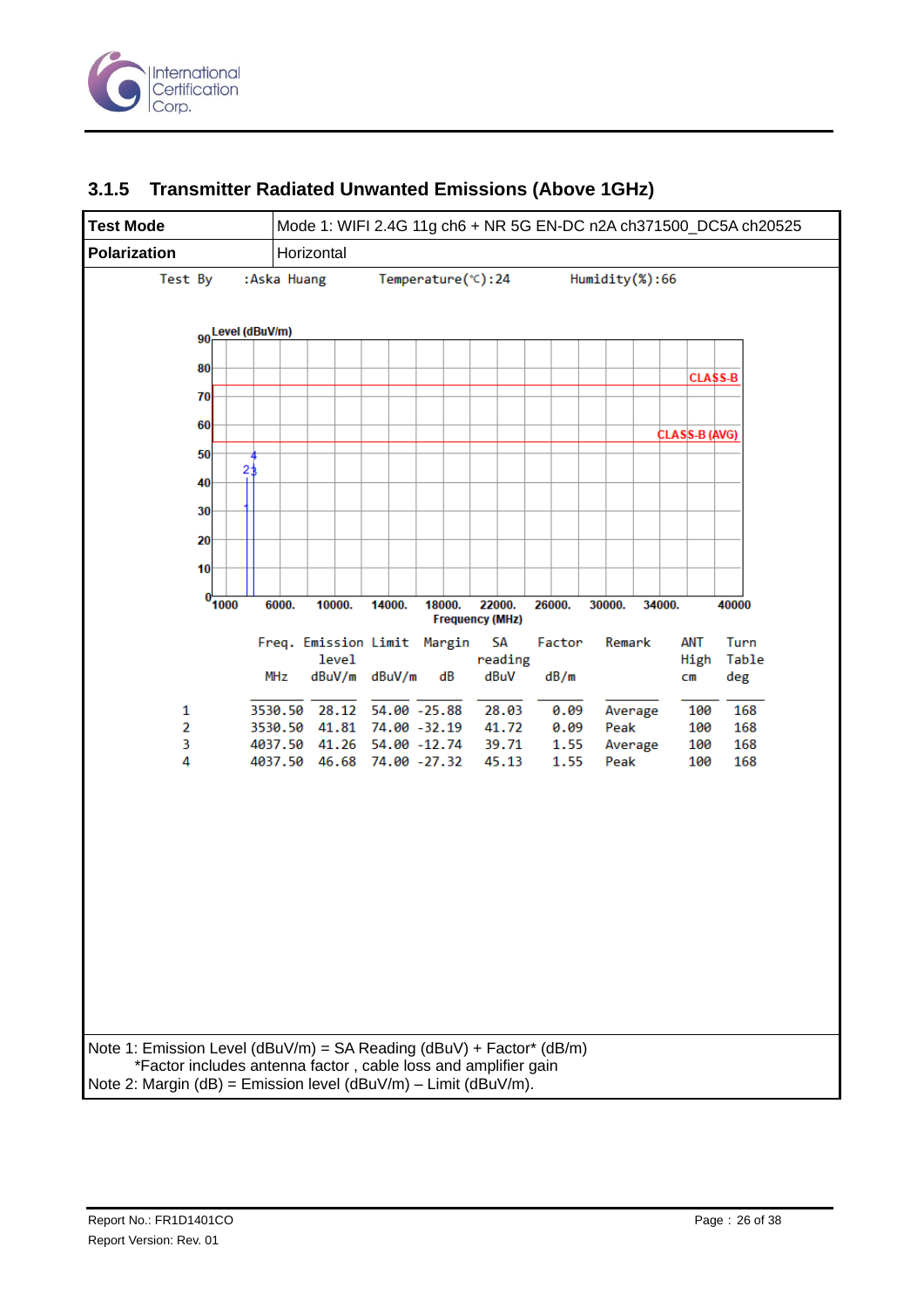### 3.1.5 Transmitter Radiated Unwanted Emissions (Above 1GHz)

| Test Mode | Mode 1: WIFI 2.4G 11g ch6 + NR 5G EN-DC n2A ch371500_DC5A ch20525 |
|---|---|
| Polarization | Horizontal |

Test By :Aska Huang Temperature(℃):24 Humidity(%):66

| | Freq. | Emission level | Limit | Margin | SA reading | Factor | Remark | ANT High | Turn Table |
|---|---|---|---|---|---|---|---|---|---|
| | MHz | dBuV/m | dBuV/m | dB | dBuV | dB/m | | cm | deg |
| 1 | 3530.50 | 28.12 | 54.00 | -25.88 | 28.03 | 0.09 | Average | 100 | 168 |
| 2 | 3530.50 | 41.81 | 74.00 | -32.19 | 41.72 | 0.09 | Peak | 100 | 168 |
| 3 | 4037.50 | 41.26 | 54.00 | -12.74 | 39.71 | 1.55 | Average | 100 | 168 |
| 4 | 4037.50 | 46.68 | 74.00 | -27.32 | 45.13 | 1.55 | Peak | 100 | 168 |

Note 1: Emission Level (dBuV/m) = SA Reading (dBuV) + Factor* (dB/m)
*Factor includes antenna factor , cable loss and amplifier gain
Note 2: Margin (dB) = Emission level (dBuV/m) – Limit (dBuV/m).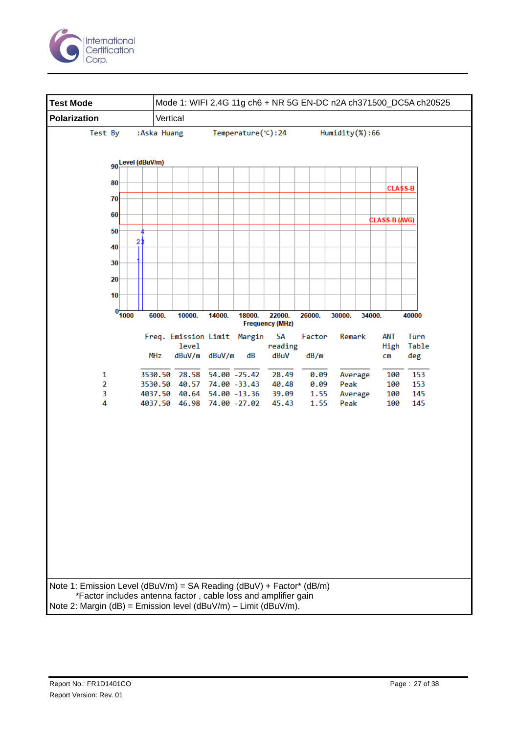| Test Mode | Mode 1: WIFI 2.4G 11g ch6 + NR 5G EN-DC n2A ch371500_DC5A ch20525 |
|---|---|
| Polarization | Vertical |

Test By :Aska Huang Temperature(℃):24 Humidity(%):66

| | Freq. | Emission level | Limit | Margin | SA reading | Factor | Remark | ANT High | Turn Table |
|---|---|---|---|---|---|---|---|---|---|
| | MHz | dBuV/m | dBuV/m | dB | dBuV | dB/m | | cm | deg |
| 1 | 3530.50 | 28.58 | 54.00 | -25.42 | 28.49 | 0.09 | Average | 100 | 153 |
| 2 | 3530.50 | 40.57 | 74.00 | -33.43 | 40.48 | 0.09 | Peak | 100 | 153 |
| 3 | 4037.50 | 40.64 | 54.00 | -13.36 | 39.09 | 1.55 | Average | 100 | 145 |
| 4 | 4037.50 | 46.98 | 74.00 | -27.02 | 45.43 | 1.55 | Peak | 100 | 145 |

Note 1: Emission Level (dBuV/m) = SA Reading (dBuV) + Factor* (dB/m)
*Factor includes antenna factor , cable loss and amplifier gain
Note 2: Margin (dB) = Emission level (dBuV/m) – Limit (dBuV/m).

Report No.: FR1D1401CO
Report Version: Rev. 01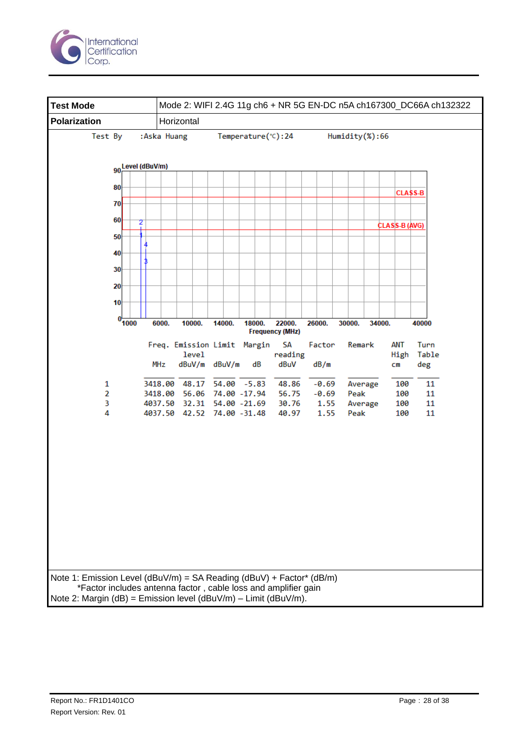| Test Mode | Mode 2: WIFI 2.4G 11g ch6 + NR 5G EN-DC n5A ch167300_DC66A ch132322 |
|---|---|
| Polarization | Horizontal |

Test By :Aska Huang Temperature(℃):24 Humidity(%):66

| | Freq. | Emission level | Limit | Margin | SA reading | Factor | Remark | ANT High | Turn Table |
|---|---|---|---|---|---|---|---|---|---|
| | MHz | dBuV/m | dBuV/m | dB | dBuV | dB/m | | cm | deg |
| 1 | 3418.00 | 48.17 | 54.00 | -5.83 | 48.86 | -0.69 | Average | 100 | 11 |
| 2 | 3418.00 | 56.06 | 74.00 | -17.94 | 56.75 | -0.69 | Peak | 100 | 11 |
| 3 | 4037.50 | 32.31 | 54.00 | -21.69 | 30.76 | 1.55 | Average | 100 | 11 |
| 4 | 4037.50 | 42.52 | 74.00 | -31.48 | 40.97 | 1.55 | Peak | 100 | 11 |

Note 1: Emission Level (dBuV/m) = SA Reading (dBuV) + Factor* (dB/m)
*Factor includes antenna factor , cable loss and amplifier gain
Note 2: Margin (dB) = Emission level (dBuV/m) – Limit (dBuV/m).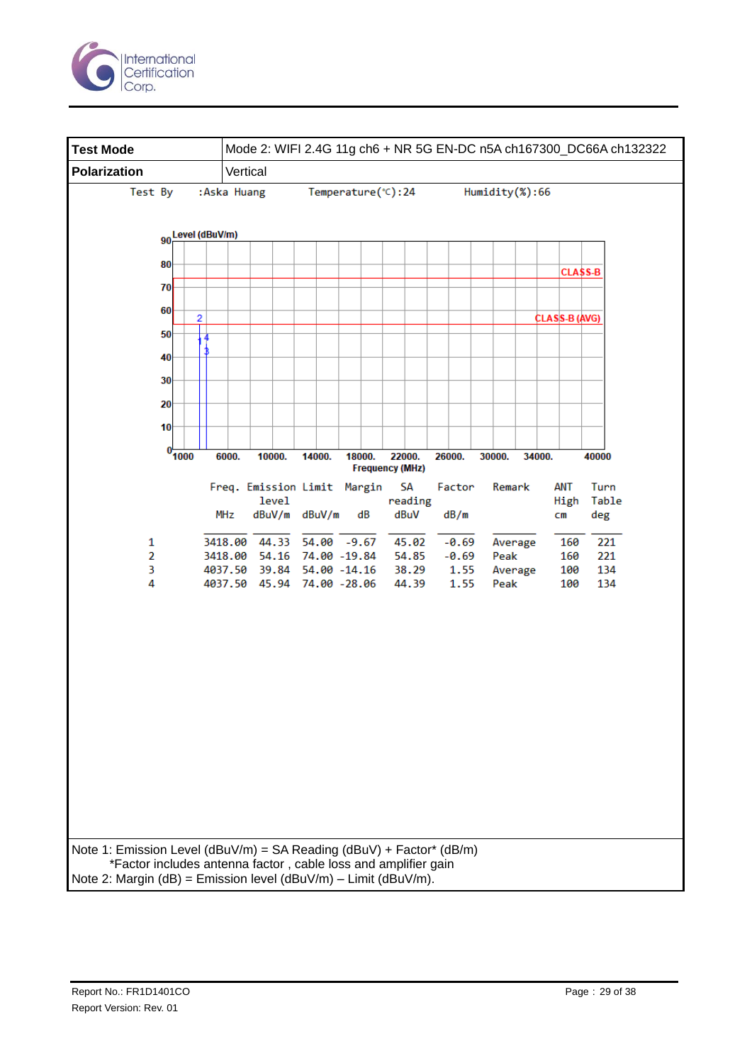| Test Mode | Mode 2: WIFI 2.4G 11g ch6 + NR 5G EN-DC n5A ch167300_DC66A ch132322 |
|---|---|
| Polarization | Vertical |

Test By :Aska Huang Temperature(℃):24 Humidity(%):66

| | Freq. | Emission level | Limit | Margin | SA reading | Factor | Remark | ANT High | Turn Table |
|---|---|---|---|---|---|---|---|---|---|
| | MHz | dBuV/m | dBuV/m | dB | dBuV | dB/m | | cm | deg |
| 1 | 3418.00 | 44.33 | 54.00 | -9.67 | 45.02 | -0.69 | Average | 160 | 221 |
| 2 | 3418.00 | 54.16 | 74.00 | -19.84 | 54.85 | -0.69 | Peak | 160 | 221 |
| 3 | 4037.50 | 39.84 | 54.00 | -14.16 | 38.29 | 1.55 | Average | 100 | 134 |
| 4 | 4037.50 | 45.94 | 74.00 | -28.06 | 44.39 | 1.55 | Peak | 100 | 134 |

Note 1: Emission Level (dBuV/m) = SA Reading (dBuV) + Factor* (dB/m)
*Factor includes antenna factor , cable loss and amplifier gain
Note 2: Margin (dB) = Emission level (dBuV/m) – Limit (dBuV/m).

Report No.: FR1D1401CO
Report Version: Rev. 01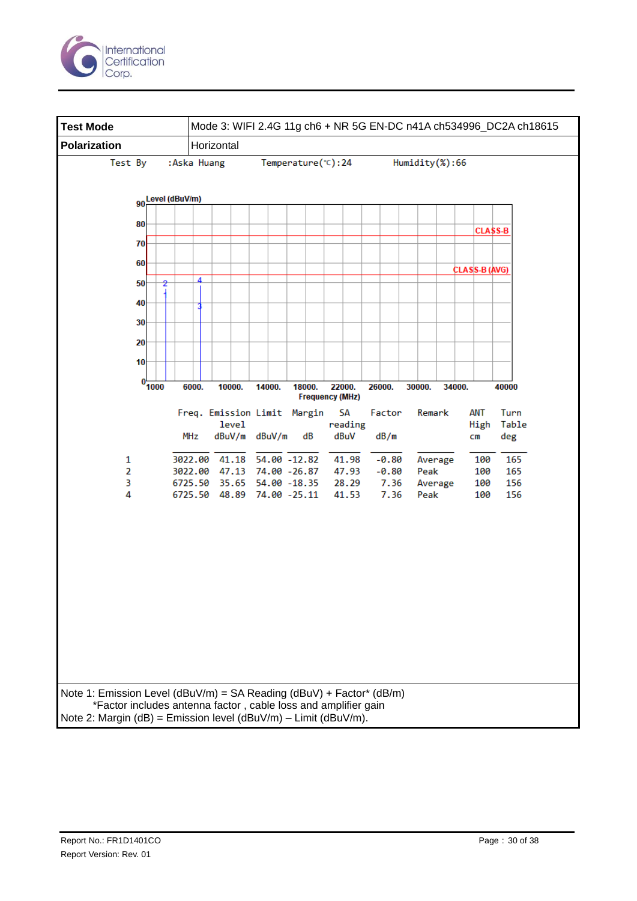| Test Mode | Mode 3: WIFI 2.4G 11g ch6 + NR 5G EN-DC n41A ch534996_DC2A ch18615 |
|---|---|
| Polarization | Horizontal |

Test By :Aska Huang Temperature(℃):24 Humidity(%):66

|  | Freq. | Emission level | Limit | Margin | SA reading | Factor | Remark | ANT High | Turn Table |
|---|---|---|---|---|---|---|---|---|---|
|  | MHz | dBuV/m | dBuV/m | dB | dBuV | dB/m |  | cm | deg |
| 1 | 3022.00 | 41.18 | 54.00 | -12.82 | 41.98 | -0.80 | Average | 100 | 165 |
| 2 | 3022.00 | 47.13 | 74.00 | -26.87 | 47.93 | -0.80 | Peak | 100 | 165 |
| 3 | 6725.50 | 35.65 | 54.00 | -18.35 | 28.29 | 7.36 | Average | 100 | 156 |
| 4 | 6725.50 | 48.89 | 74.00 | -25.11 | 41.53 | 7.36 | Peak | 100 | 156 |

Note 1: Emission Level (dBuV/m) = SA Reading (dBuV) + Factor* (dB/m)
*Factor includes antenna factor , cable loss and amplifier gain
Note 2: Margin (dB) = Emission level (dBuV/m) – Limit (dBuV/m).

Report No.: FR1D1401CO
Report Version: Rev. 01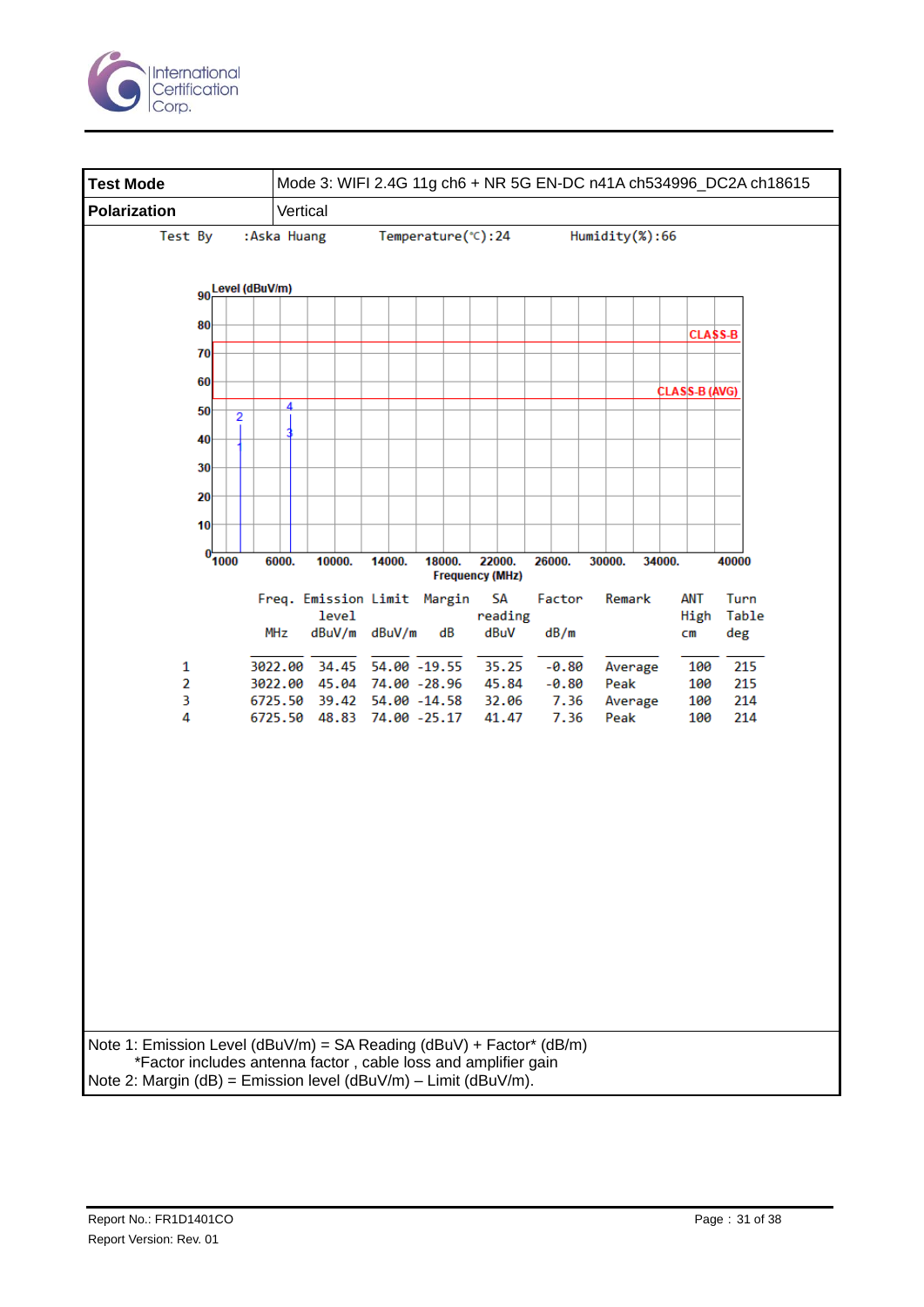| Test Mode | Mode 3: WIFI 2.4G 11g ch6 + NR 5G EN-DC n41A ch534996_DC2A ch18615 |
|---|---|
| Polarization | Vertical |

Test By :Aska Huang Temperature(℃):24 Humidity(%):66

|   | Freq. MHz | Emission level dBuV/m | Limit dBuV/m | Margin dB | SA reading dBuV | Factor dB/m | Remark | ANT High cm | Turn Table deg |
|---|---|---|---|---|---|---|---|---|---|
| 1 | 3022.00 | 34.45 | 54.00 | -19.55 | 35.25 | -0.80 | Average | 100 | 215 |
| 2 | 3022.00 | 45.04 | 74.00 | -28.96 | 45.84 | -0.80 | Peak | 100 | 215 |
| 3 | 6725.50 | 39.42 | 54.00 | -14.58 | 32.06 | 7.36 | Average | 100 | 214 |
| 4 | 6725.50 | 48.83 | 74.00 | -25.17 | 41.47 | 7.36 | Peak | 100 | 214 |

Note 1: Emission Level (dBuV/m) = SA Reading (dBuV) + Factor* (dB/m)
*Factor includes antenna factor , cable loss and amplifier gain
Note 2: Margin (dB) = Emission level (dBuV/m) – Limit (dBuV/m).

Report No.: FR1D1401CO
Report Version: Rev. 01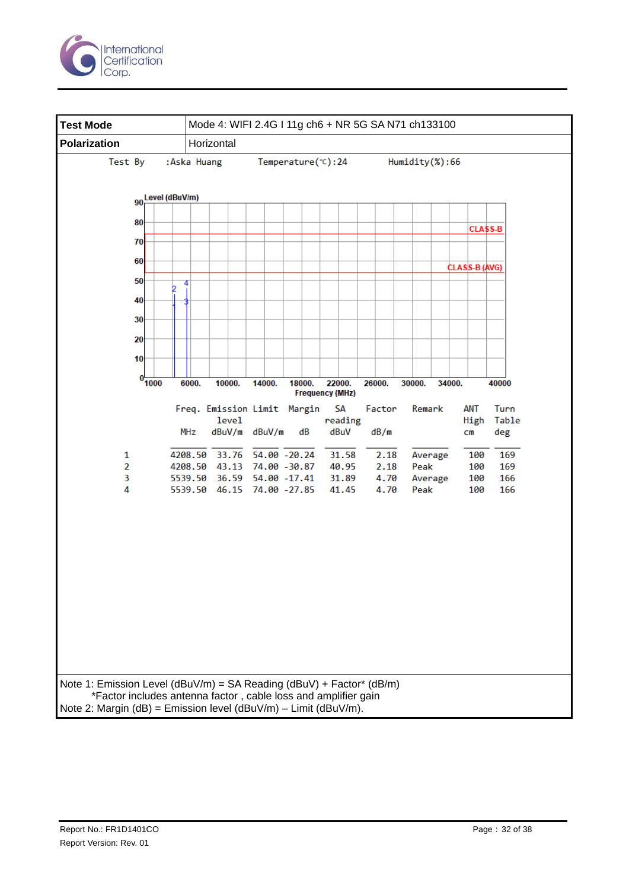| Test Mode | Mode 4: WIFI 2.4G I 11g ch6 + NR 5G SA N71 ch133100 |
|---|---|
| Polarization | Horizontal |

Test By :Aska Huang Temperature(℃):24 Humidity(%):66

|  | Freq. MHz | Emission level dBuV/m | Limit dBuV/m | Margin dB | SA reading dBuV | Factor dB/m | Remark | ANT High cm | Turn Table deg |
|---|---|---|---|---|---|---|---|---|---|
| 1 | 4208.50 | 33.76 | 54.00 | -20.24 | 31.58 | 2.18 | Average | 100 | 169 |
| 2 | 4208.50 | 43.13 | 74.00 | -30.87 | 40.95 | 2.18 | Peak | 100 | 169 |
| 3 | 5539.50 | 36.59 | 54.00 | -17.41 | 31.89 | 4.70 | Average | 100 | 166 |
| 4 | 5539.50 | 46.15 | 74.00 | -27.85 | 41.45 | 4.70 | Peak | 100 | 166 |

Note 1: Emission Level (dBuV/m) = SA Reading (dBuV) + Factor* (dB/m)
*Factor includes antenna factor , cable loss and amplifier gain
Note 2: Margin (dB) = Emission level (dBuV/m) – Limit (dBuV/m).

Report No.: FR1D1401CO
Report Version: Rev. 01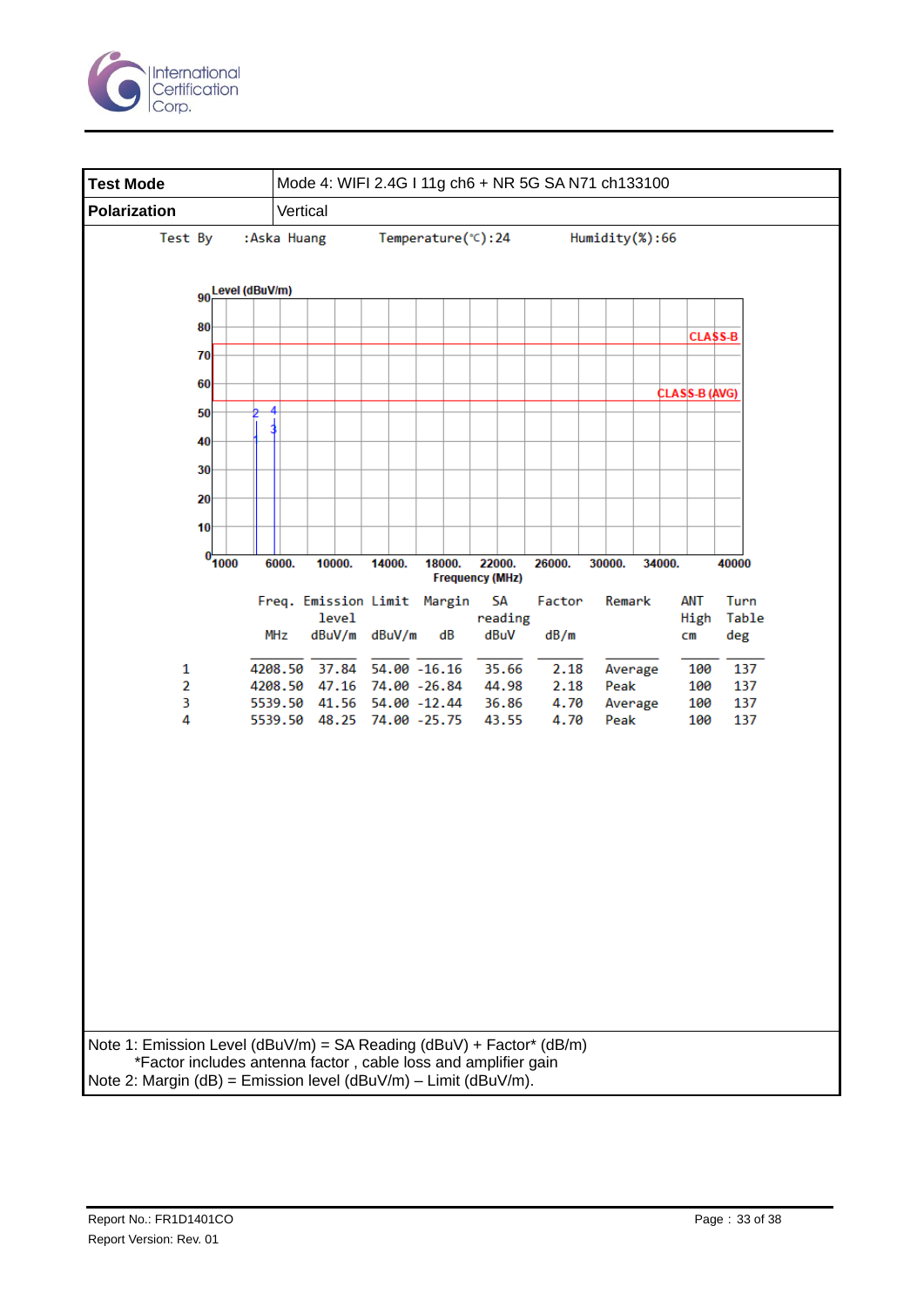| Test Mode | Mode 4: WIFI 2.4G I 11g ch6 + NR 5G SA N71 ch133100 |
|---|---|
| Polarization | Vertical |

Test By :Aska Huang Temperature(℃):24 Humidity(%):66

| | Freq. | Emission level | Limit | Margin | SA reading | Factor | Remark | ANT High | Turn Table |
|---|---|---|---|---|---|---|---|---|---|
| | MHz | dBuV/m | dBuV/m | dB | dBuV | dB/m | | cm | deg |
| 1 | 4208.50 | 37.84 | 54.00 | -16.16 | 35.66 | 2.18 | Average | 100 | 137 |
| 2 | 4208.50 | 47.16 | 74.00 | -26.84 | 44.98 | 2.18 | Peak | 100 | 137 |
| 3 | 5539.50 | 41.56 | 54.00 | -12.44 | 36.86 | 4.70 | Average | 100 | 137 |
| 4 | 5539.50 | 48.25 | 74.00 | -25.75 | 43.55 | 4.70 | Peak | 100 | 137 |

Note 1: Emission Level (dBuV/m) = SA Reading (dBuV) + Factor* (dB/m)
*Factor includes antenna factor , cable loss and amplifier gain
Note 2: Margin (dB) = Emission level (dBuV/m) – Limit (dBuV/m).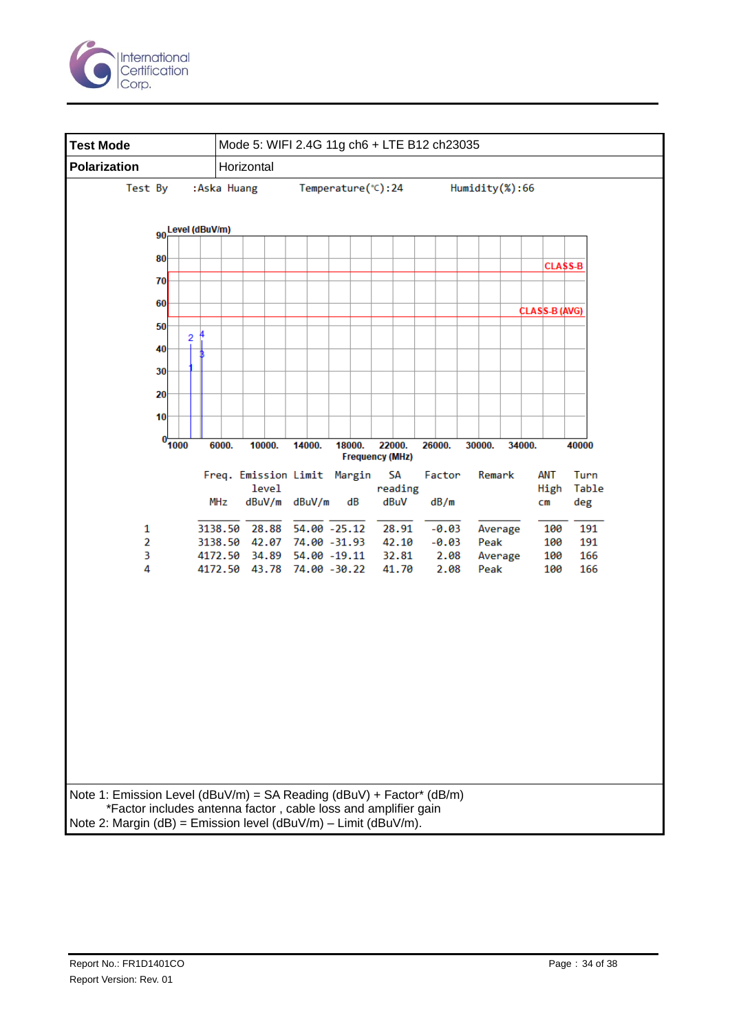| Test Mode | Mode 5: WIFI 2.4G 11g ch6 + LTE B12 ch23035 |
|---|---|
| Polarization | Horizontal |

Test By :Aska Huang Temperature(℃):24 Humidity(%):66

| | Freq. | Emission level | Limit | Margin | SA reading | Factor | Remark | ANT High | Turn Table |
|---|---|---|---|---|---|---|---|---|---|
| | MHz | dBuV/m | dBuV/m | dB | dBuV | dB/m | | cm | deg |
| 1 | 3138.50 | 28.88 | 54.00 | -25.12 | 28.91 | -0.03 | Average | 100 | 191 |
| 2 | 3138.50 | 42.07 | 74.00 | -31.93 | 42.10 | -0.03 | Peak | 100 | 191 |
| 3 | 4172.50 | 34.89 | 54.00 | -19.11 | 32.81 | 2.08 | Average | 100 | 166 |
| 4 | 4172.50 | 43.78 | 74.00 | -30.22 | 41.70 | 2.08 | Peak | 100 | 166 |

Note 1: Emission Level (dBuV/m) = SA Reading (dBuV) + Factor* (dB/m)
*Factor includes antenna factor , cable loss and amplifier gain
Note 2: Margin (dB) = Emission level (dBuV/m) – Limit (dBuV/m).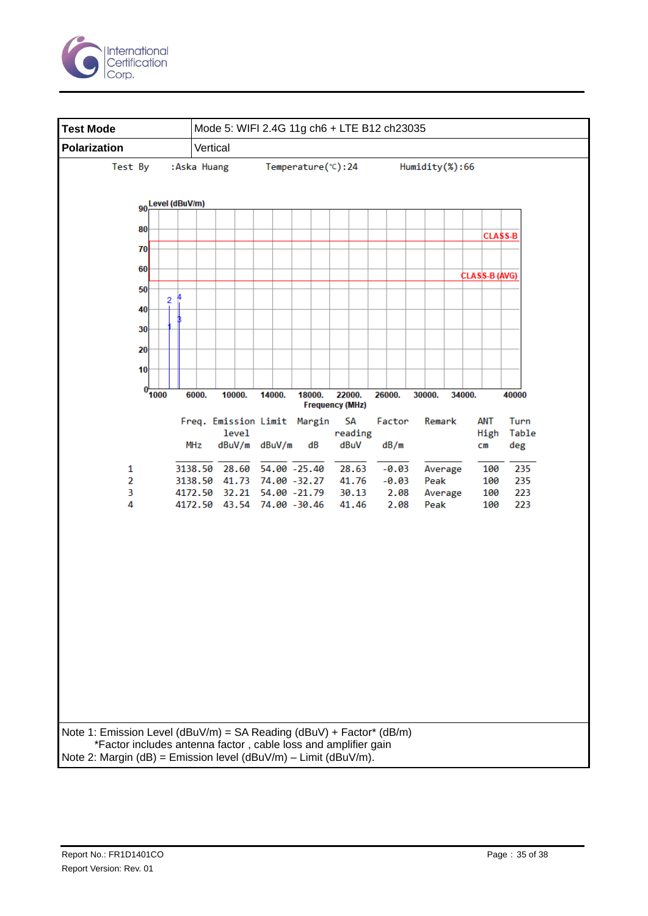| Test Mode | Mode 5: WIFI 2.4G 11g ch6 + LTE B12 ch23035 |
|---|---|
| Polarization | Vertical |

Test By :Aska Huang Temperature(℃):24 Humidity(%):66

|  | Freq. | Emission level | Limit | Margin | SA reading | Factor | Remark | ANT High | Turn Table |
|---|---|---|---|---|---|---|---|---|---|
|  | MHz | dBuV/m | dBuV/m | dB | dBuV | dB/m |  | cm | deg |
| 1 | 3138.50 | 28.60 | 54.00 | -25.40 | 28.63 | -0.03 | Average | 100 | 235 |
| 2 | 3138.50 | 41.73 | 74.00 | -32.27 | 41.76 | -0.03 | Peak | 100 | 235 |
| 3 | 4172.50 | 32.21 | 54.00 | -21.79 | 30.13 | 2.08 | Average | 100 | 223 |
| 4 | 4172.50 | 43.54 | 74.00 | -30.46 | 41.46 | 2.08 | Peak | 100 | 223 |

Note 1: Emission Level (dBuV/m) = SA Reading (dBuV) + Factor* (dB/m)
*Factor includes antenna factor , cable loss and amplifier gain
Note 2: Margin (dB) = Emission level (dBuV/m) – Limit (dBuV/m).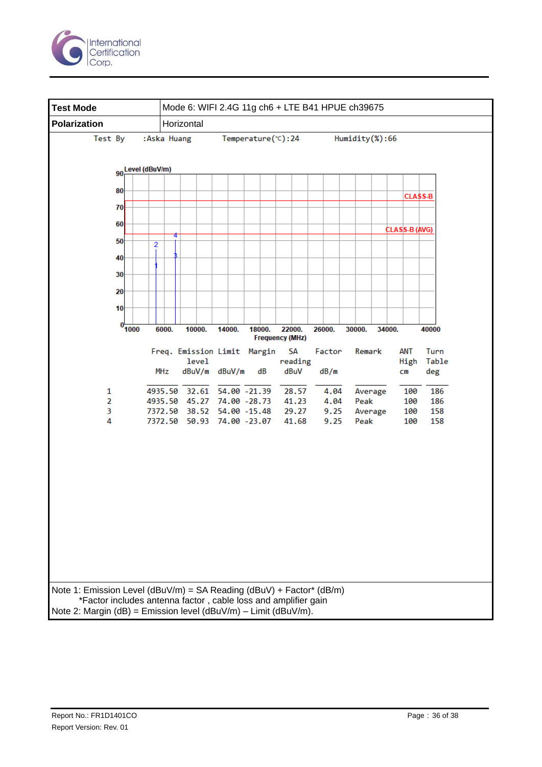| **Test Mode** | Mode 6: WIFI 2.4G 11g ch6 + LTE B41 HPUE ch39675 |
|---|---|
| **Polarization** | Horizontal |

Test By :Aska Huang Temperature(℃):24 Humidity(%):66

|  | Freq. | Emission level | Limit | Margin | SA reading | Factor | Remark | ANT High | Turn Table |
|---|---|---|---|---|---|---|---|---|---|
|  | MHz | dBuV/m | dBuV/m | dB | dBuV | dB/m |  | cm | deg |
| 1 | 4935.50 | 32.61 | 54.00 | -21.39 | 28.57 | 4.04 | Average | 100 | 186 |
| 2 | 4935.50 | 45.27 | 74.00 | -28.73 | 41.23 | 4.04 | Peak | 100 | 186 |
| 3 | 7372.50 | 38.52 | 54.00 | -15.48 | 29.27 | 9.25 | Average | 100 | 158 |
| 4 | 7372.50 | 50.93 | 74.00 | -23.07 | 41.68 | 9.25 | Peak | 100 | 158 |

Note 1: Emission Level (dBuV/m) = SA Reading (dBuV) + Factor* (dB/m)
*Factor includes antenna factor , cable loss and amplifier gain
Note 2: Margin (dB) = Emission level (dBuV/m) – Limit (dBuV/m).

Report No.: FR1D1401CO
Report Version: Rev. 01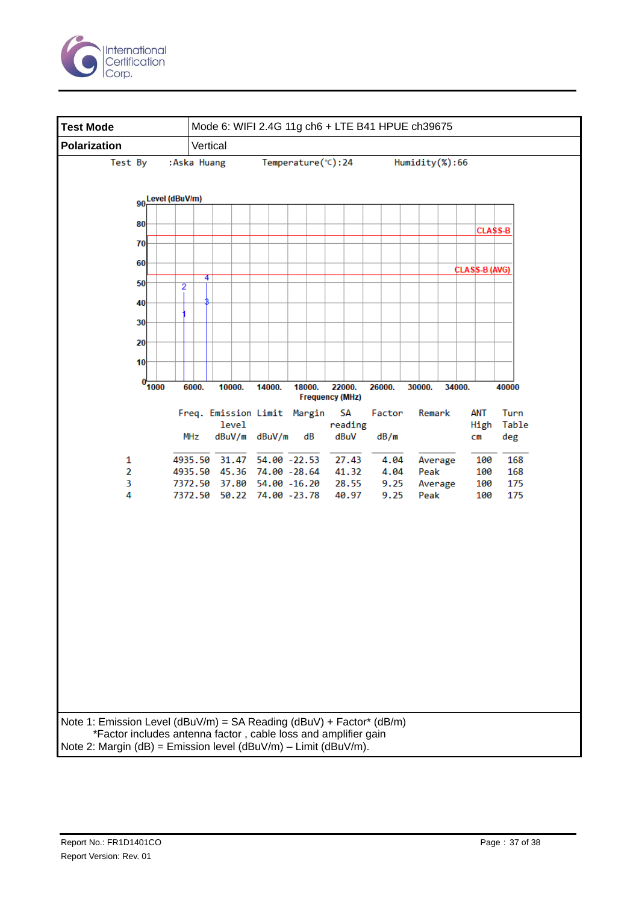| Test Mode | Mode 6: WIFI 2.4G 11g ch6 + LTE B41 HPUE ch39675 |
|---|---|
| Polarization | Vertical |

Test By :Aska Huang Temperature(℃):24 Humidity(%):66

Level (dBuV/m)

CLASS-B

CLASS-B (AVG)

Frequency (MHz)

| | Freq. | Emission level | Limit | Margin | SA reading | Factor | Remark | ANT High | Turn Table |
|---|---|---|---|---|---|---|---|---|---|
| | MHz | dBuV/m | dBuV/m | dB | dBuV | dB/m | | cm | deg |
| 1 | 4935.50 | 31.47 | 54.00 | -22.53 | 27.43 | 4.04 | Average | 100 | 168 |
| 2 | 4935.50 | 45.36 | 74.00 | -28.64 | 41.32 | 4.04 | Peak | 100 | 168 |
| 3 | 7372.50 | 37.80 | 54.00 | -16.20 | 28.55 | 9.25 | Average | 100 | 175 |
| 4 | 7372.50 | 50.22 | 74.00 | -23.78 | 40.97 | 9.25 | Peak | 100 | 175 |

Note 1: Emission Level (dBuV/m) = SA Reading (dBuV) + Factor* (dB/m)
*Factor includes antenna factor , cable loss and amplifier gain
Note 2: Margin (dB) = Emission level (dBuV/m) – Limit (dBuV/m).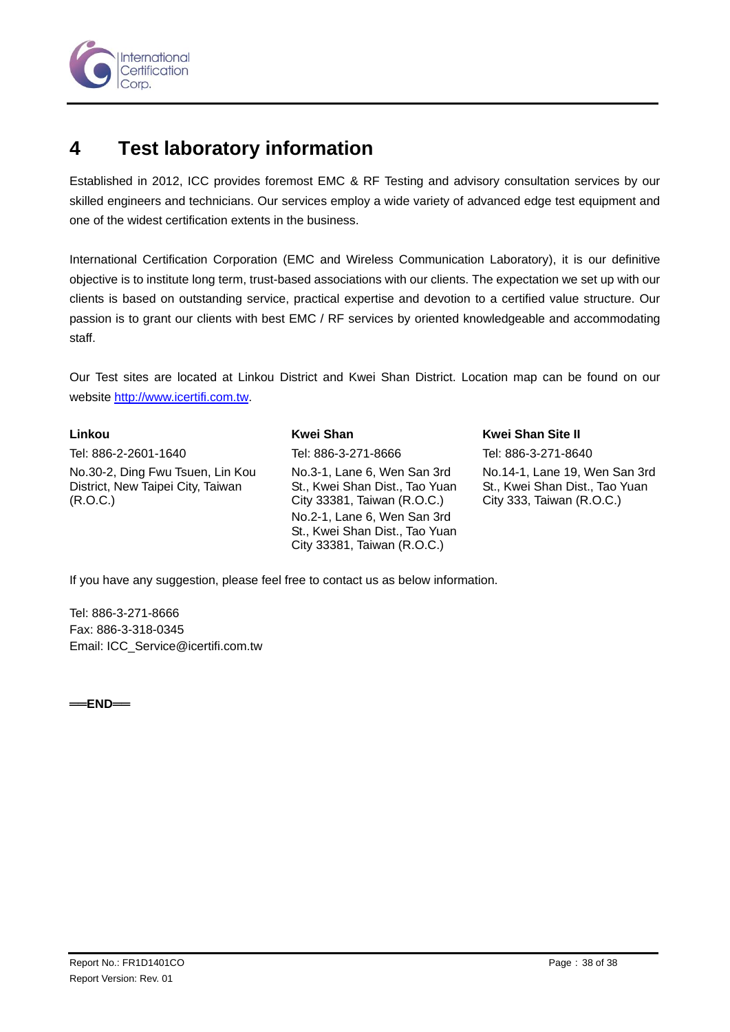# 4 Test laboratory information

Established in 2012, ICC provides foremost EMC & RF Testing and advisory consultation services by our skilled engineers and technicians. Our services employ a wide variety of advanced edge test equipment and one of the widest certification extents in the business.

International Certification Corporation (EMC and Wireless Communication Laboratory), it is our definitive objective is to institute long term, trust-based associations with our clients. The expectation we set up with our clients is based on outstanding service, practical expertise and devotion to a certified value structure. Our passion is to grant our clients with best EMC / RF services by oriented knowledgeable and accommodating staff.

Our Test sites are located at Linkou District and Kwei Shan District. Location map can be found on our website http://www.icertifi.com.tw.

**Linkou**

Tel: 886-2-2601-1640

No.30-2, Ding Fwu Tsuen, Lin Kou District, New Taipei City, Taiwan (R.O.C.)

**Kwei Shan**

Tel: 886-3-271-8666

No.3-1, Lane 6, Wen San 3rd St., Kwei Shan Dist., Tao Yuan City 33381, Taiwan (R.O.C.)

No.2-1, Lane 6, Wen San 3rd St., Kwei Shan Dist., Tao Yuan City 33381, Taiwan (R.O.C.)

**Kwei Shan Site II**

Tel: 886-3-271-8640

No.14-1, Lane 19, Wen San 3rd St., Kwei Shan Dist., Tao Yuan City 333, Taiwan (R.O.C.)

If you have any suggestion, please feel free to contact us as below information.

Tel: 886-3-271-8666
Fax: 886-3-318-0345
Email: ICC_Service@icertifi.com.tw

**══END══**